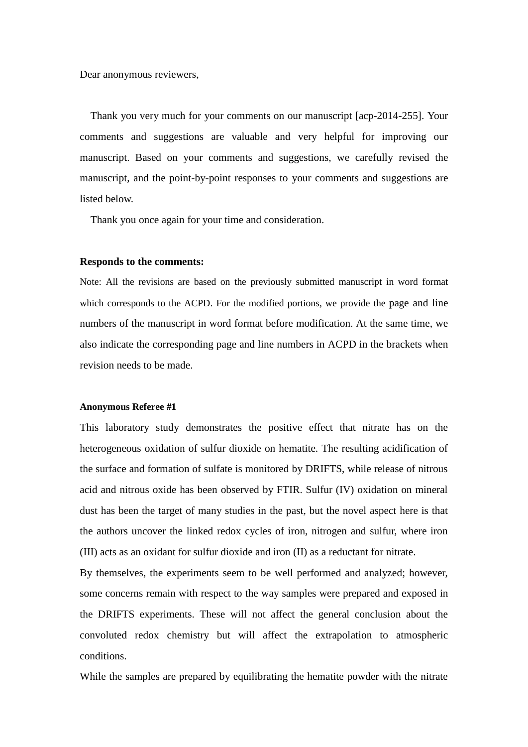Dear anonymous reviewers,

Thank you very much for your comments on our manuscript [acp-2014-255]. Your comments and suggestions are valuable and very helpful for improving our manuscript. Based on your comments and suggestions, we carefully revised the manuscript, and the point-by-point responses to your comments and suggestions are listed below.

Thank you once again for your time and consideration.

**Responds to the comments:**

Note: All the revisions are based on the previously submitted manuscript in word format which corresponds to the ACPD. For the modified portions, we provide the page and line numbers of the manuscript in word format before modification. At the same time, we also indicate the corresponding page and line numbers in ACPD in the brackets when revision needs to be made.

**Anonymous Referee #1**

This laboratory study demonstrates the positive effect that nitrate has on the heterogeneous oxidation of sulfur dioxide on hematite. The resulting acidification of the surface and formation of sulfate is monitored by DRIFTS, while release of nitrous acid and nitrous oxide has been observed by FTIR. Sulfur (IV) oxidation on mineral dust has been the target of many studies in the past, but the novel aspect here is that the authors uncover the linked redox cycles of iron, nitrogen and sulfur, where iron (III) acts as an oxidant for sulfur dioxide and iron (II) as a reductant for nitrate.

By themselves, the experiments seem to be well performed and analyzed; however, some concerns remain with respect to the way samples were prepared and exposed in the DRIFTS experiments. These will not affect the general conclusion about the convoluted redox chemistry but will affect the extrapolation to atmospheric conditions.

While the samples are prepared by equilibrating the hematite powder with the nitrate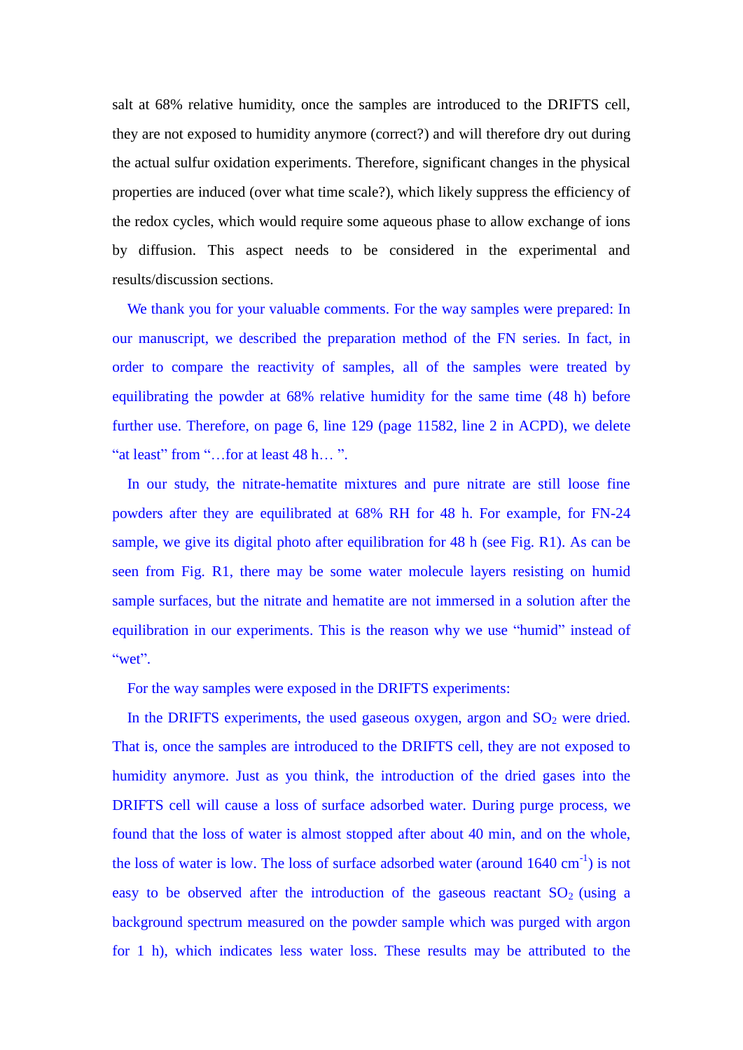salt at 68% relative humidity, once the samples are introduced to the DRIFTS cell, they are not exposed to humidity anymore (correct?) and will therefore dry out during the actual sulfur oxidation experiments. Therefore, significant changes in the physical properties are induced (over what time scale?), which likely suppress the efficiency of the redox cycles, which would require some aqueous phase to allow exchange of ions by diffusion. This aspect needs to be considered in the experimental and results/discussion sections.

We thank you for your valuable comments. For the way samples were prepared: In our manuscript, we described the preparation method of the FN series. In fact, in order to compare the reactivity of samples, all of the samples were treated by equilibrating the powder at 68% relative humidity for the same time (48 h) before further use. Therefore, on page 6, line 129 (page 11582, line 2 in ACPD), we delete "at least" from "…for at least 48 h… ".

In our study, the nitrate-hematite mixtures and pure nitrate are still loose fine powders after they are equilibrated at 68% RH for 48 h. For example, for FN-24 sample, we give its digital photo after equilibration for 48 h (see Fig. R1). As can be seen from Fig. R1, there may be some water molecule layers resisting on humid sample surfaces, but the nitrate and hematite are not immersed in a solution after the equilibration in our experiments. This is the reason why we use "humid" instead of "wet".

For the way samples were exposed in the DRIFTS experiments:

In the DRIFTS experiments, the used gaseous oxygen, argon and $SO_2$ were dried. That is, once the samples are introduced to the DRIFTS cell, they are not exposed to humidity anymore. Just as you think, the introduction of the dried gases into the DRIFTS cell will cause a loss of surface adsorbed water. During purge process, we found that the loss of water is almost stopped after about 40 min, and on the whole, the loss of water is low. The loss of surface adsorbed water (around 1640 $cm^{-1}$) is not easy to be observed after the introduction of the gaseous reactant $SO_2$ (using a background spectrum measured on the powder sample which was purged with argon for 1 h), which indicates less water loss. These results may be attributed to the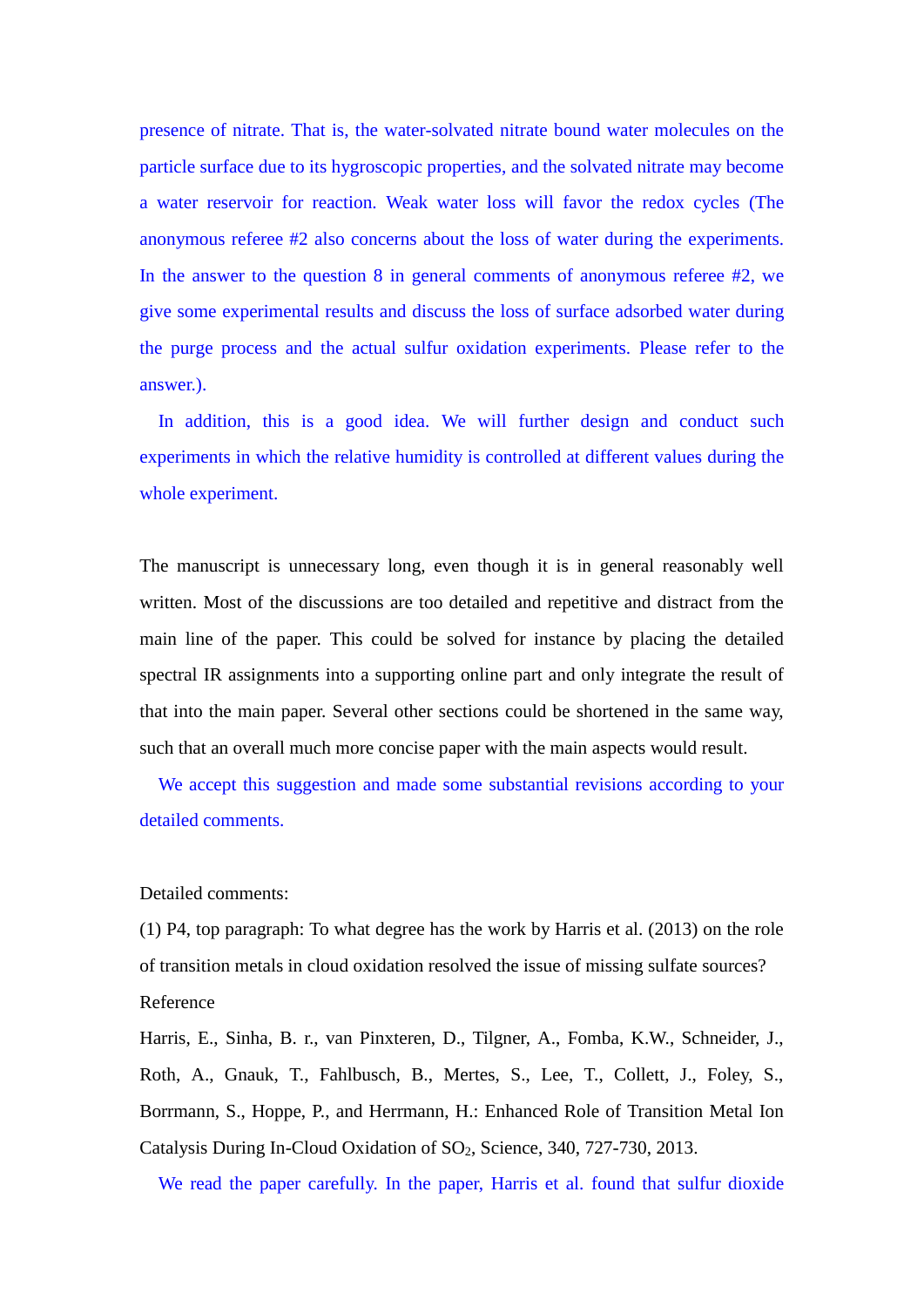presence of nitrate. That is, the water-solvated nitrate bound water molecules on the particle surface due to its hygroscopic properties, and the solvated nitrate may become a water reservoir for reaction. Weak water loss will favor the redox cycles (The anonymous referee #2 also concerns about the loss of water during the experiments. In the answer to the question 8 in general comments of anonymous referee #2, we give some experimental results and discuss the loss of surface adsorbed water during the purge process and the actual sulfur oxidation experiments. Please refer to the answer.).

In addition, this is a good idea. We will further design and conduct such experiments in which the relative humidity is controlled at different values during the whole experiment.

The manuscript is unnecessary long, even though it is in general reasonably well written. Most of the discussions are too detailed and repetitive and distract from the main line of the paper. This could be solved for instance by placing the detailed spectral IR assignments into a supporting online part and only integrate the result of that into the main paper. Several other sections could be shortened in the same way, such that an overall much more concise paper with the main aspects would result.

We accept this suggestion and made some substantial revisions according to your detailed comments.

Detailed comments:

(1) P4, top paragraph: To what degree has the work by Harris et al. (2013) on the role of transition metals in cloud oxidation resolved the issue of missing sulfate sources?

Reference

Harris, E., Sinha, B. r., van Pinxteren, D., Tilgner, A., Fomba, K.W., Schneider, J., Roth, A., Gnauk, T., Fahlbusch, B., Mertes, S., Lee, T., Collett, J., Foley, S., Borrmann, S., Hoppe, P., and Herrmann, H.: Enhanced Role of Transition Metal Ion Catalysis During In-Cloud Oxidation of $SO_2$, Science, 340, 727-730, 2013.

We read the paper carefully. In the paper, Harris et al. found that sulfur dioxide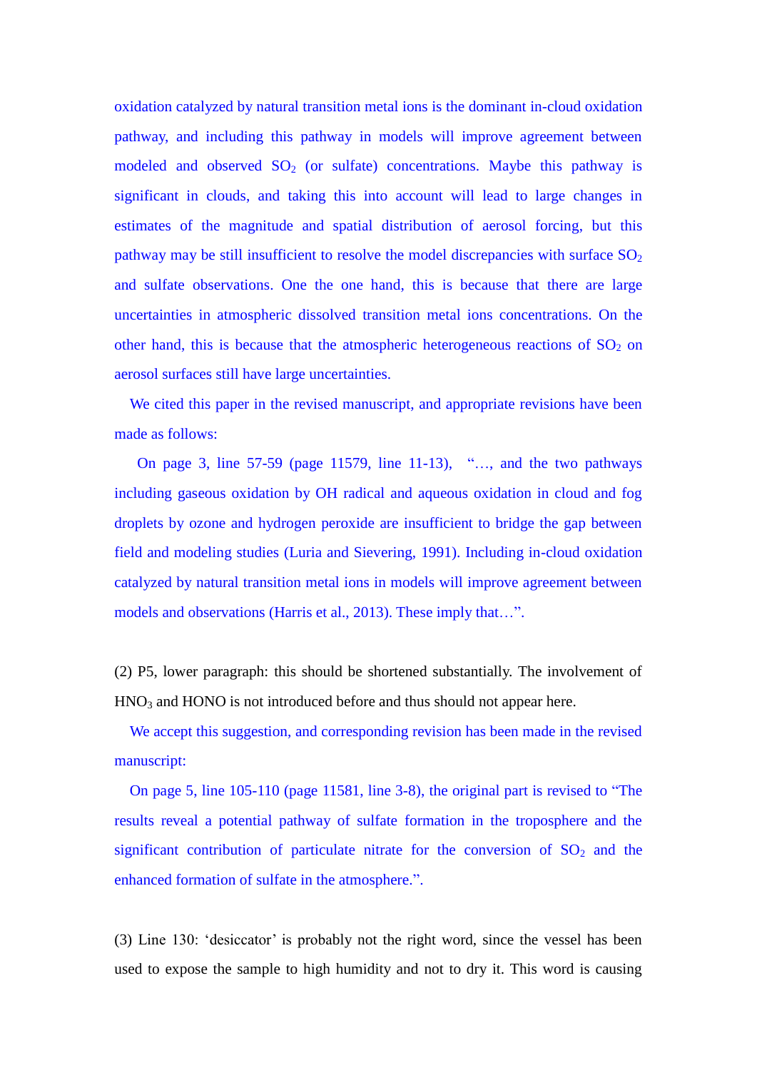oxidation catalyzed by natural transition metal ions is the dominant in-cloud oxidation pathway, and including this pathway in models will improve agreement between modeled and observed $SO_2$ (or sulfate) concentrations. Maybe this pathway is significant in clouds, and taking this into account will lead to large changes in estimates of the magnitude and spatial distribution of aerosol forcing, but this pathway may be still insufficient to resolve the model discrepancies with surface $SO_2$ and sulfate observations. One the one hand, this is because that there are large uncertainties in atmospheric dissolved transition metal ions concentrations. On the other hand, this is because that the atmospheric heterogeneous reactions of $SO_2$ on aerosol surfaces still have large uncertainties.

We cited this paper in the revised manuscript, and appropriate revisions have been made as follows:

On page 3, line 57-59 (page 11579, line 11-13), "…, and the two pathways including gaseous oxidation by OH radical and aqueous oxidation in cloud and fog droplets by ozone and hydrogen peroxide are insufficient to bridge the gap between field and modeling studies (Luria and Sievering, 1991). Including in-cloud oxidation catalyzed by natural transition metal ions in models will improve agreement between models and observations (Harris et al., 2013). These imply that…".

(2) P5, lower paragraph: this should be shortened substantially. The involvement of $HNO_3$ and HONO is not introduced before and thus should not appear here.

We accept this suggestion, and corresponding revision has been made in the revised manuscript:

On page 5, line 105-110 (page 11581, line 3-8), the original part is revised to "The results reveal a potential pathway of sulfate formation in the troposphere and the significant contribution of particulate nitrate for the conversion of $SO_2$ and the enhanced formation of sulfate in the atmosphere.".

(3) Line 130: 'desiccator' is probably not the right word, since the vessel has been used to expose the sample to high humidity and not to dry it. This word is causing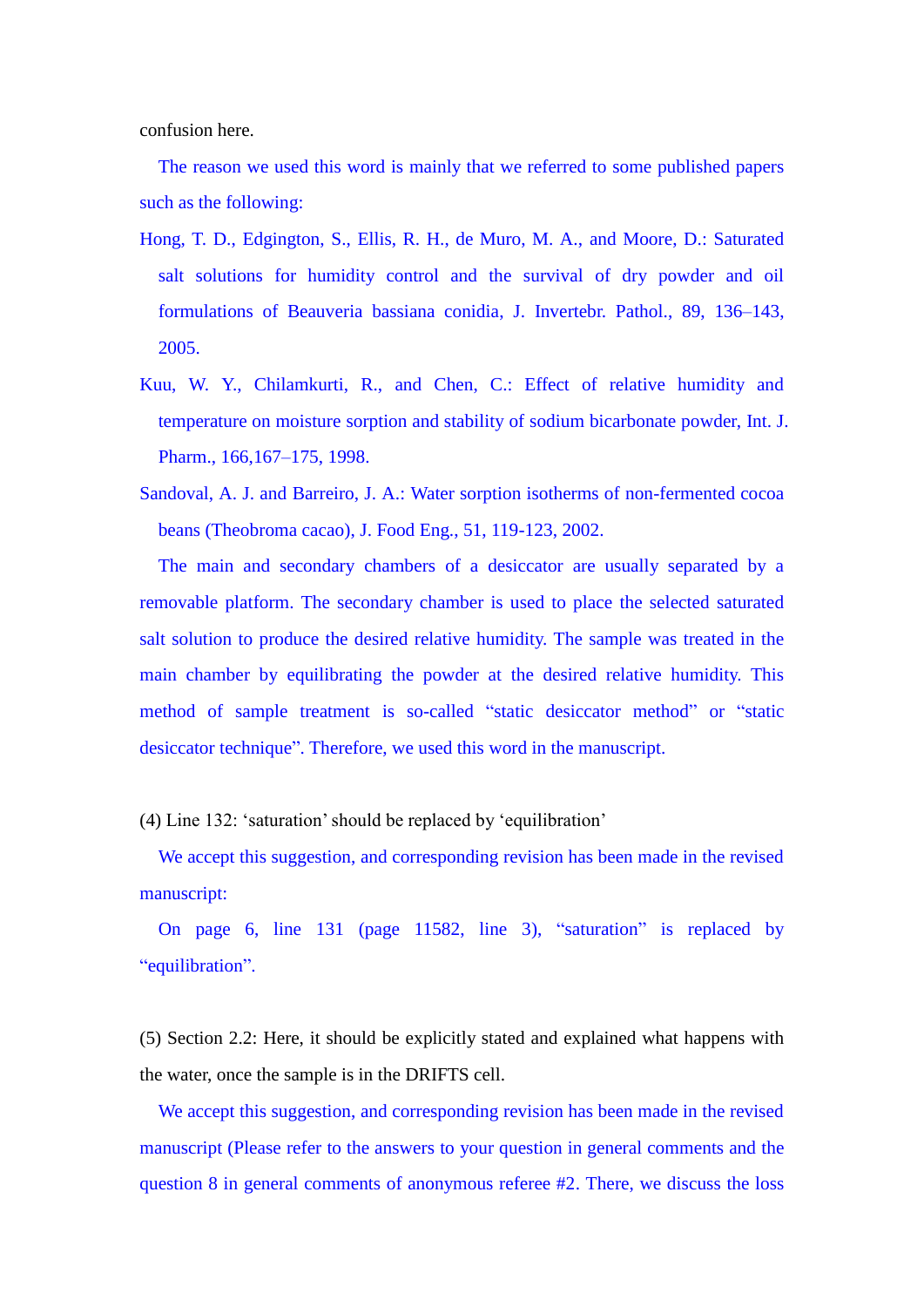confusion here.

The reason we used this word is mainly that we referred to some published papers such as the following:

Hong, T. D., Edgington, S., Ellis, R. H., de Muro, M. A., and Moore, D.: Saturated salt solutions for humidity control and the survival of dry powder and oil formulations of Beauveria bassiana conidia, J. Invertebr. Pathol., 89, 136–143, 2005.

Kuu, W. Y., Chilamkurti, R., and Chen, C.: Effect of relative humidity and temperature on moisture sorption and stability of sodium bicarbonate powder, Int. J. Pharm., 166,167–175, 1998.

Sandoval, A. J. and Barreiro, J. A.: Water sorption isotherms of non-fermented cocoa beans (Theobroma cacao), J. Food Eng., 51, 119-123, 2002.

The main and secondary chambers of a desiccator are usually separated by a removable platform. The secondary chamber is used to place the selected saturated salt solution to produce the desired relative humidity. The sample was treated in the main chamber by equilibrating the powder at the desired relative humidity. This method of sample treatment is so-called "static desiccator method" or "static desiccator technique". Therefore, we used this word in the manuscript.

(4) Line 132: 'saturation' should be replaced by 'equilibration'

We accept this suggestion, and corresponding revision has been made in the revised manuscript:

On page 6, line 131 (page 11582, line 3), "saturation" is replaced by "equilibration".

(5) Section 2.2: Here, it should be explicitly stated and explained what happens with the water, once the sample is in the DRIFTS cell.

We accept this suggestion, and corresponding revision has been made in the revised manuscript (Please refer to the answers to your question in general comments and the question 8 in general comments of anonymous referee #2. There, we discuss the loss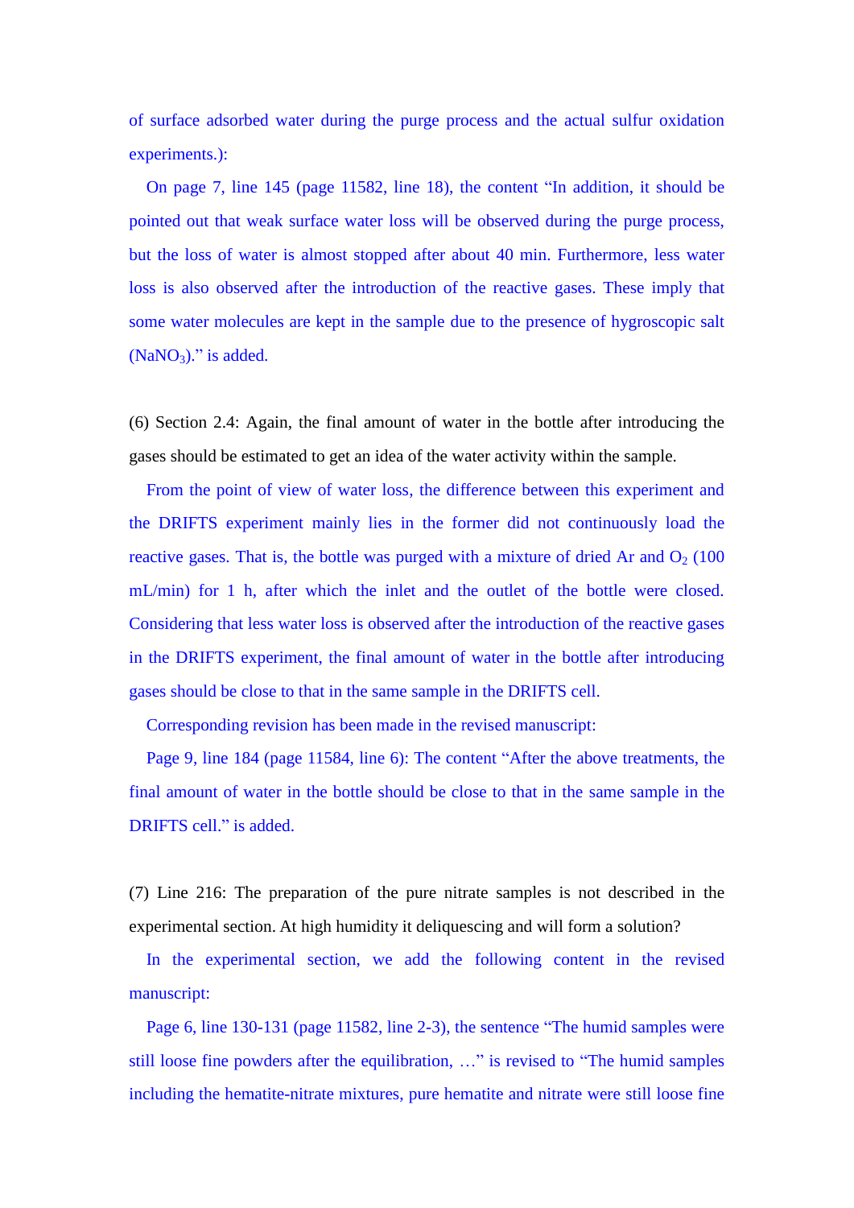of surface adsorbed water during the purge process and the actual sulfur oxidation experiments.):

On page 7, line 145 (page 11582, line 18), the content "In addition, it should be pointed out that weak surface water loss will be observed during the purge process, but the loss of water is almost stopped after about 40 min. Furthermore, less water loss is also observed after the introduction of the reactive gases. These imply that some water molecules are kept in the sample due to the presence of hygroscopic salt ($NaNO_3$)." is added.

(6) Section 2.4: Again, the final amount of water in the bottle after introducing the gases should be estimated to get an idea of the water activity within the sample.

From the point of view of water loss, the difference between this experiment and the DRIFTS experiment mainly lies in the former did not continuously load the reactive gases. That is, the bottle was purged with a mixture of dried Ar and $O_2$ (100 mL/min) for 1 h, after which the inlet and the outlet of the bottle were closed. Considering that less water loss is observed after the introduction of the reactive gases in the DRIFTS experiment, the final amount of water in the bottle after introducing gases should be close to that in the same sample in the DRIFTS cell.

Corresponding revision has been made in the revised manuscript:

Page 9, line 184 (page 11584, line 6): The content "After the above treatments, the final amount of water in the bottle should be close to that in the same sample in the DRIFTS cell." is added.

(7) Line 216: The preparation of the pure nitrate samples is not described in the experimental section. At high humidity it deliquescing and will form a solution?

In the experimental section, we add the following content in the revised manuscript:

Page 6, line 130-131 (page 11582, line 2-3), the sentence "The humid samples were still loose fine powders after the equilibration, …" is revised to "The humid samples including the hematite-nitrate mixtures, pure hematite and nitrate were still loose fine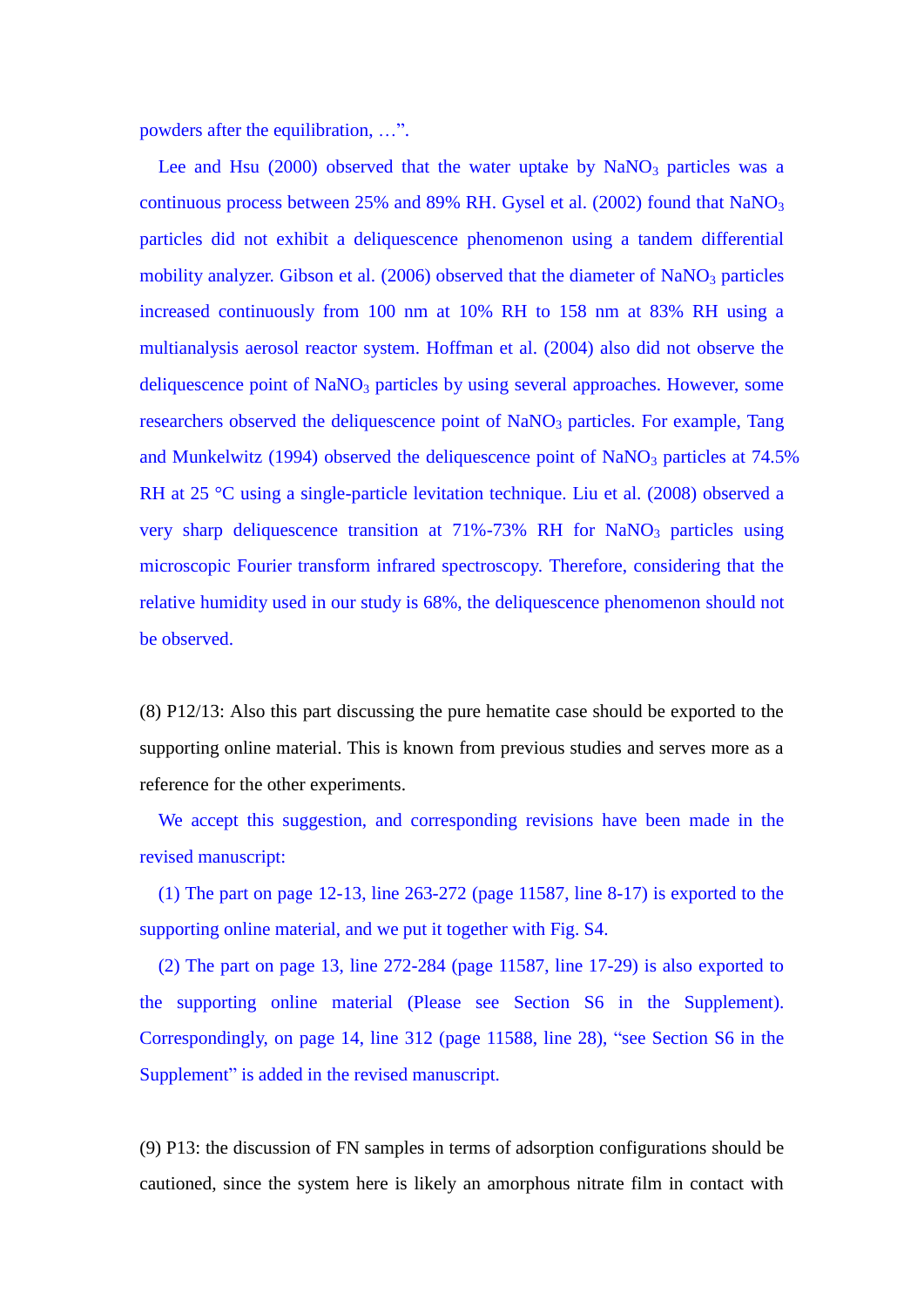powders after the equilibration, …".

Lee and Hsu (2000) observed that the water uptake by $NaNO_3$ particles was a continuous process between 25% and 89% RH. Gysel et al. (2002) found that $NaNO_3$ particles did not exhibit a deliquescence phenomenon using a tandem differential mobility analyzer. Gibson et al. (2006) observed that the diameter of $NaNO_3$ particles increased continuously from 100 nm at 10% RH to 158 nm at 83% RH using a multianalysis aerosol reactor system. Hoffman et al. (2004) also did not observe the deliquescence point of $NaNO_3$ particles by using several approaches. However, some researchers observed the deliquescence point of $NaNO_3$ particles. For example, Tang and Munkelwitz (1994) observed the deliquescence point of $NaNO_3$ particles at 74.5% RH at 25 °C using a single-particle levitation technique. Liu et al. (2008) observed a very sharp deliquescence transition at 71%-73% RH for $NaNO_3$ particles using microscopic Fourier transform infrared spectroscopy. Therefore, considering that the relative humidity used in our study is 68%, the deliquescence phenomenon should not be observed.

(8) P12/13: Also this part discussing the pure hematite case should be exported to the supporting online material. This is known from previous studies and serves more as a reference for the other experiments.

We accept this suggestion, and corresponding revisions have been made in the revised manuscript:

(1) The part on page 12-13, line 263-272 (page 11587, line 8-17) is exported to the supporting online material, and we put it together with Fig. S4.

(2) The part on page 13, line 272-284 (page 11587, line 17-29) is also exported to the supporting online material (Please see Section S6 in the Supplement). Correspondingly, on page 14, line 312 (page 11588, line 28), "see Section S6 in the Supplement" is added in the revised manuscript.

(9) P13: the discussion of FN samples in terms of adsorption configurations should be cautioned, since the system here is likely an amorphous nitrate film in contact with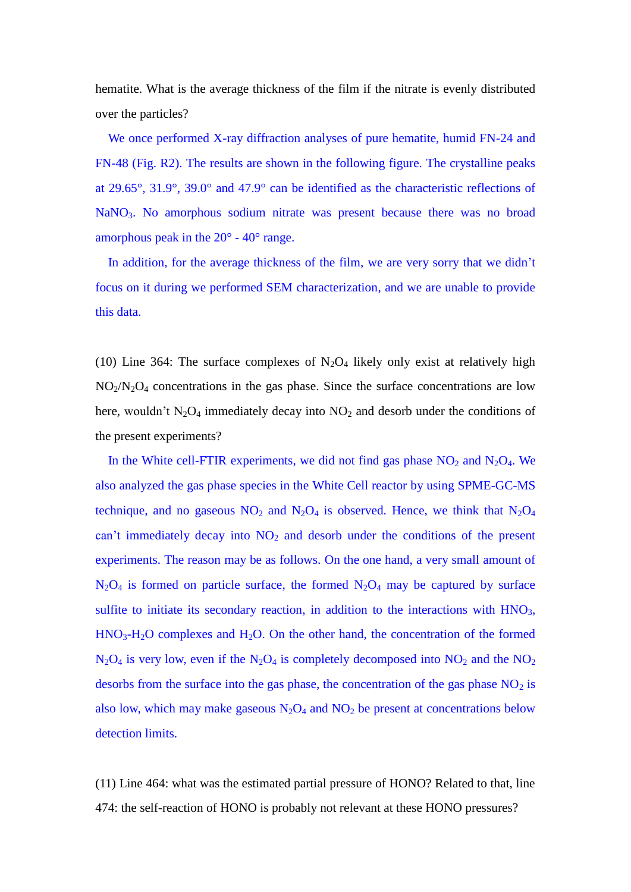hematite. What is the average thickness of the film if the nitrate is evenly distributed over the particles?

We once performed X-ray diffraction analyses of pure hematite, humid FN-24 and FN-48 (Fig. R2). The results are shown in the following figure. The crystalline peaks at 29.65°, 31.9°, 39.0° and 47.9° can be identified as the characteristic reflections of $NaNO_3$. No amorphous sodium nitrate was present because there was no broad amorphous peak in the 20° - 40° range.

In addition, for the average thickness of the film, we are very sorry that we didn't focus on it during we performed SEM characterization, and we are unable to provide this data.

(10) Line 364: The surface complexes of $N_2O_4$ likely only exist at relatively high $NO_2/N_2O_4$ concentrations in the gas phase. Since the surface concentrations are low here, wouldn't $N_2O_4$ immediately decay into $NO_2$ and desorb under the conditions of the present experiments?

In the White cell-FTIR experiments, we did not find gas phase $NO_2$ and $N_2O_4$. We also analyzed the gas phase species in the White Cell reactor by using SPME-GC-MS technique, and no gaseous $NO_2$ and $N_2O_4$ is observed. Hence, we think that $N_2O_4$ can't immediately decay into $NO_2$ and desorb under the conditions of the present experiments. The reason may be as follows. On the one hand, a very small amount of $N_2O_4$ is formed on particle surface, the formed $N_2O_4$ may be captured by surface sulfite to initiate its secondary reaction, in addition to the interactions with $HNO_3$, $HNO_3$-$H_2O$ complexes and $H_2O$. On the other hand, the concentration of the formed $N_2O_4$ is very low, even if the $N_2O_4$ is completely decomposed into $NO_2$ and the $NO_2$ desorbs from the surface into the gas phase, the concentration of the gas phase $NO_2$ is also low, which may make gaseous $N_2O_4$ and $NO_2$ be present at concentrations below detection limits.

(11) Line 464: what was the estimated partial pressure of HONO? Related to that, line 474: the self-reaction of HONO is probably not relevant at these HONO pressures?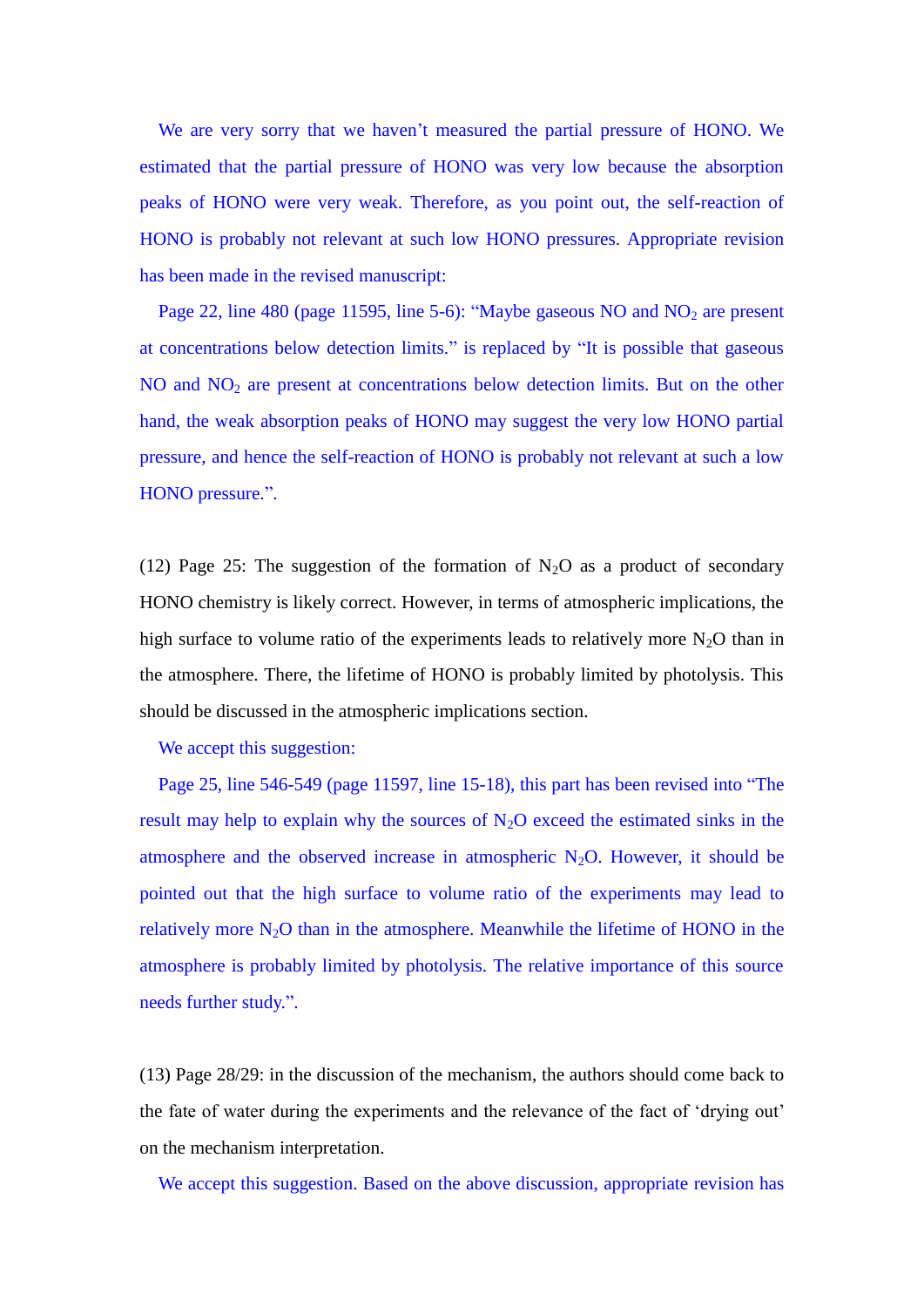We are very sorry that we haven't measured the partial pressure of HONO. We estimated that the partial pressure of HONO was very low because the absorption peaks of HONO were very weak. Therefore, as you point out, the self-reaction of HONO is probably not relevant at such low HONO pressures. Appropriate revision has been made in the revised manuscript:

Page 22, line 480 (page 11595, line 5-6): "Maybe gaseous NO and $NO_2$ are present at concentrations below detection limits." is replaced by "It is possible that gaseous NO and $NO_2$ are present at concentrations below detection limits. But on the other hand, the weak absorption peaks of HONO may suggest the very low HONO partial pressure, and hence the self-reaction of HONO is probably not relevant at such a low HONO pressure.".

(12) Page 25: The suggestion of the formation of $N_2O$ as a product of secondary HONO chemistry is likely correct. However, in terms of atmospheric implications, the high surface to volume ratio of the experiments leads to relatively more $N_2O$ than in the atmosphere. There, the lifetime of HONO is probably limited by photolysis. This should be discussed in the atmospheric implications section.

We accept this suggestion:

Page 25, line 546-549 (page 11597, line 15-18), this part has been revised into "The result may help to explain why the sources of $N_2O$ exceed the estimated sinks in the atmosphere and the observed increase in atmospheric $N_2O$. However, it should be pointed out that the high surface to volume ratio of the experiments may lead to relatively more $N_2O$ than in the atmosphere. Meanwhile the lifetime of HONO in the atmosphere is probably limited by photolysis. The relative importance of this source needs further study.".

(13) Page 28/29: in the discussion of the mechanism, the authors should come back to the fate of water during the experiments and the relevance of the fact of 'drying out' on the mechanism interpretation.

We accept this suggestion. Based on the above discussion, appropriate revision has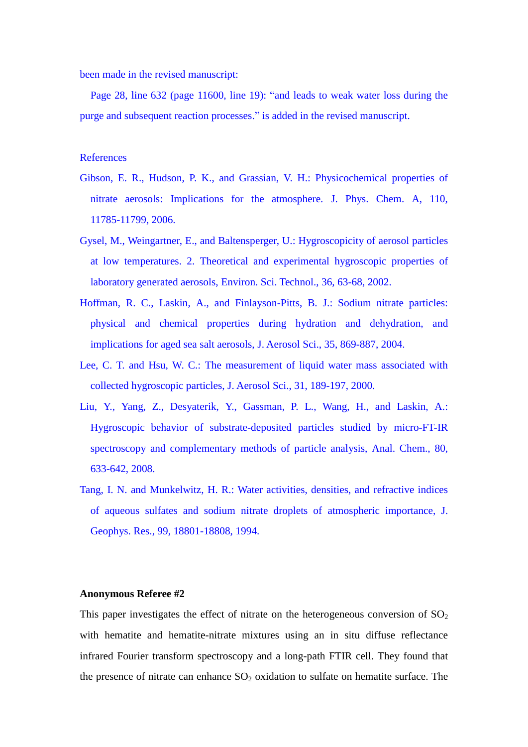been made in the revised manuscript:

Page 28, line 632 (page 11600, line 19): "and leads to weak water loss during the purge and subsequent reaction processes." is added in the revised manuscript.

References

Gibson, E. R., Hudson, P. K., and Grassian, V. H.: Physicochemical properties of nitrate aerosols: Implications for the atmosphere. J. Phys. Chem. A, 110, 11785-11799, 2006.

Gysel, M., Weingartner, E., and Baltensperger, U.: Hygroscopicity of aerosol particles at low temperatures. 2. Theoretical and experimental hygroscopic properties of laboratory generated aerosols, Environ. Sci. Technol., 36, 63-68, 2002.

Hoffman, R. C., Laskin, A., and Finlayson-Pitts, B. J.: Sodium nitrate particles: physical and chemical properties during hydration and dehydration, and implications for aged sea salt aerosols, J. Aerosol Sci., 35, 869-887, 2004.

Lee, C. T. and Hsu, W. C.: The measurement of liquid water mass associated with collected hygroscopic particles, J. Aerosol Sci., 31, 189-197, 2000.

Liu, Y., Yang, Z., Desyaterik, Y., Gassman, P. L., Wang, H., and Laskin, A.: Hygroscopic behavior of substrate-deposited particles studied by micro-FT-IR spectroscopy and complementary methods of particle analysis, Anal. Chem., 80, 633-642, 2008.

Tang, I. N. and Munkelwitz, H. R.: Water activities, densities, and refractive indices of aqueous sulfates and sodium nitrate droplets of atmospheric importance, J. Geophys. Res., 99, 18801-18808, 1994.

**Anonymous Referee #2**

This paper investigates the effect of nitrate on the heterogeneous conversion of $SO_2$ with hematite and hematite-nitrate mixtures using an in situ diffuse reflectance infrared Fourier transform spectroscopy and a long-path FTIR cell. They found that the presence of nitrate can enhance $SO_2$ oxidation to sulfate on hematite surface. The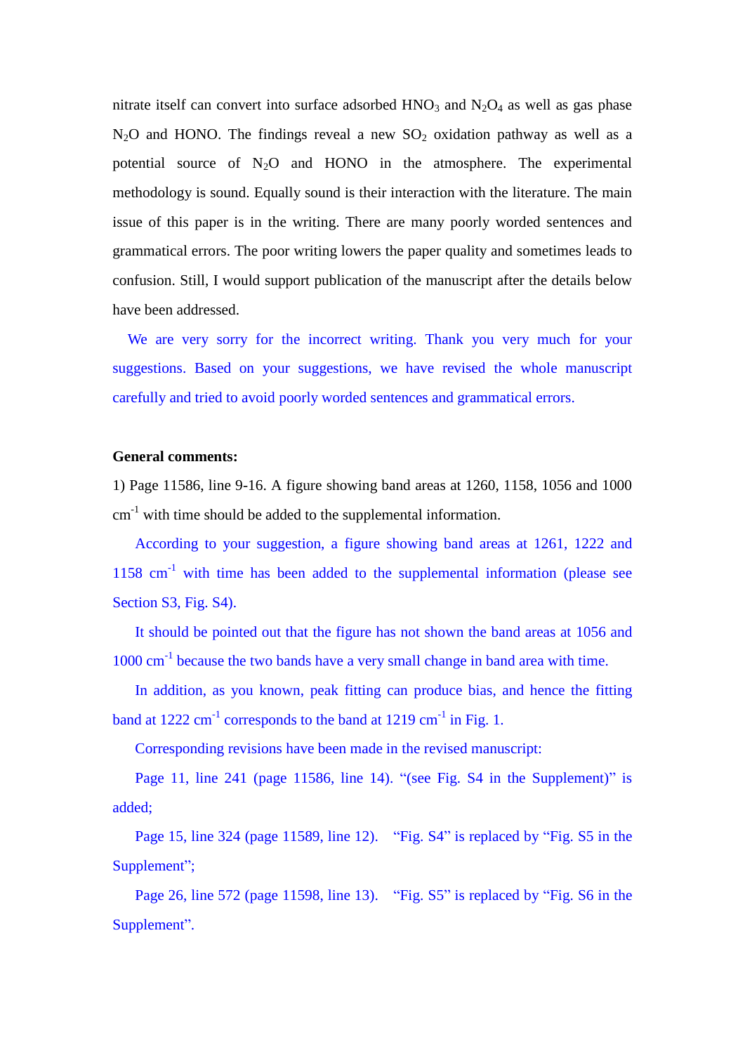nitrate itself can convert into surface adsorbed $HNO_3$ and $N_2O_4$ as well as gas phase $N_2O$ and HONO. The findings reveal a new $SO_2$ oxidation pathway as well as a potential source of $N_2O$ and HONO in the atmosphere. The experimental methodology is sound. Equally sound is their interaction with the literature. The main issue of this paper is in the writing. There are many poorly worded sentences and grammatical errors. The poor writing lowers the paper quality and sometimes leads to confusion. Still, I would support publication of the manuscript after the details below have been addressed.

We are very sorry for the incorrect writing. Thank you very much for your suggestions. Based on your suggestions, we have revised the whole manuscript carefully and tried to avoid poorly worded sentences and grammatical errors.

**General comments:**

1) Page 11586, line 9-16. A figure showing band areas at 1260, 1158, 1056 and 1000 $cm^{-1}$ with time should be added to the supplemental information.

According to your suggestion, a figure showing band areas at 1261, 1222 and 1158 $cm^{-1}$ with time has been added to the supplemental information (please see Section S3, Fig. S4).

It should be pointed out that the figure has not shown the band areas at 1056 and 1000 $cm^{-1}$ because the two bands have a very small change in band area with time.

In addition, as you known, peak fitting can produce bias, and hence the fitting band at 1222 $cm^{-1}$ corresponds to the band at 1219 $cm^{-1}$ in Fig. 1.

Corresponding revisions have been made in the revised manuscript:

Page 11, line 241 (page 11586, line 14). "(see Fig. S4 in the Supplement)" is added;

Page 15, line 324 (page 11589, line 12). "Fig. S4" is replaced by "Fig. S5 in the Supplement";

Page 26, line 572 (page 11598, line 13). "Fig. S5" is replaced by "Fig. S6 in the Supplement".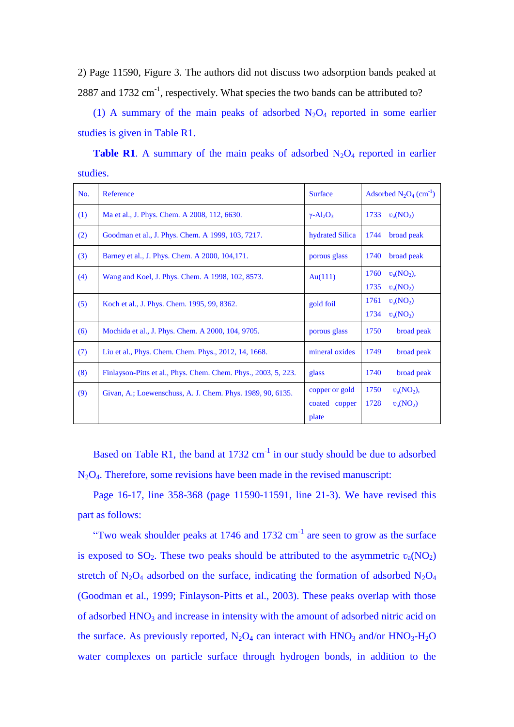2) Page 11590, Figure 3. The authors did not discuss two adsorption bands peaked at 2887 and 1732 $cm^{-1}$, respectively. What species the two bands can be attributed to?

(1) A summary of the main peaks of adsorbed $N_2O_4$ reported in some earlier studies is given in Table R1.

**Table R1**. A summary of the main peaks of adsorbed $N_2O_4$ reported in earlier studies.

| No. | Reference | Surface | Adsorbed $N_2O_4$ ($cm^{-1}$) |
|---|---|---|---|
| (1) | Ma et al., J. Phys. Chem. A 2008, 112, 6630. | $\gamma$-$Al_2O_3$ | 1733 $\upsilon_a(NO_2)$ |
| (2) | Goodman et al., J. Phys. Chem. A 1999, 103, 7217. | hydrated Silica | 1744 broad peak |
| (3) | Barney et al., J. Phys. Chem. A 2000, 104,171. | porous glass | 1740 broad peak |
| (4) | Wang and Koel, J. Phys. Chem. A 1998, 102, 8573. | Au(111) | 1760 $\upsilon_a(NO_2)$, 1735 $\upsilon_a(NO_2)$ |
| (5) | Koch et al., J. Phys. Chem. 1995, 99, 8362. | gold foil | 1761 $\upsilon_a(NO_2)$ 1734 $\upsilon_a(NO_2)$ |
| (6) | Mochida et al., J. Phys. Chem. A 2000, 104, 9705. | porous glass | 1750 broad peak |
| (7) | Liu et al., Phys. Chem. Chem. Phys., 2012, 14, 1668. | mineral oxides | 1749 broad peak |
| (8) | Finlayson-Pitts et al., Phys. Chem. Chem. Phys., 2003, 5, 223. | glass | 1740 broad peak |
| (9) | Givan, A.; Loewenschuss, A. J. Chem. Phys. 1989, 90, 6135. | copper or gold coated copper plate | 1750 $\upsilon_a(NO_2)$, 1728 $\upsilon_a(NO_2)$ |

Based on Table R1, the band at 1732 $cm^{-1}$ in our study should be due to adsorbed $N_2O_4$. Therefore, some revisions have been made in the revised manuscript:

Page 16-17, line 358-368 (page 11590-11591, line 21-3). We have revised this part as follows:

"Two weak shoulder peaks at 1746 and 1732 $cm^{-1}$ are seen to grow as the surface is exposed to $SO_2$. These two peaks should be attributed to the asymmetric $\upsilon_a(NO_2)$ stretch of $N_2O_4$ adsorbed on the surface, indicating the formation of adsorbed $N_2O_4$ (Goodman et al., 1999; Finlayson-Pitts et al., 2003). These peaks overlap with those of adsorbed $HNO_3$ and increase in intensity with the amount of adsorbed nitric acid on the surface. As previously reported, $N_2O_4$ can interact with $HNO_3$ and/or $HNO_3$-$H_2O$ water complexes on particle surface through hydrogen bonds, in addition to the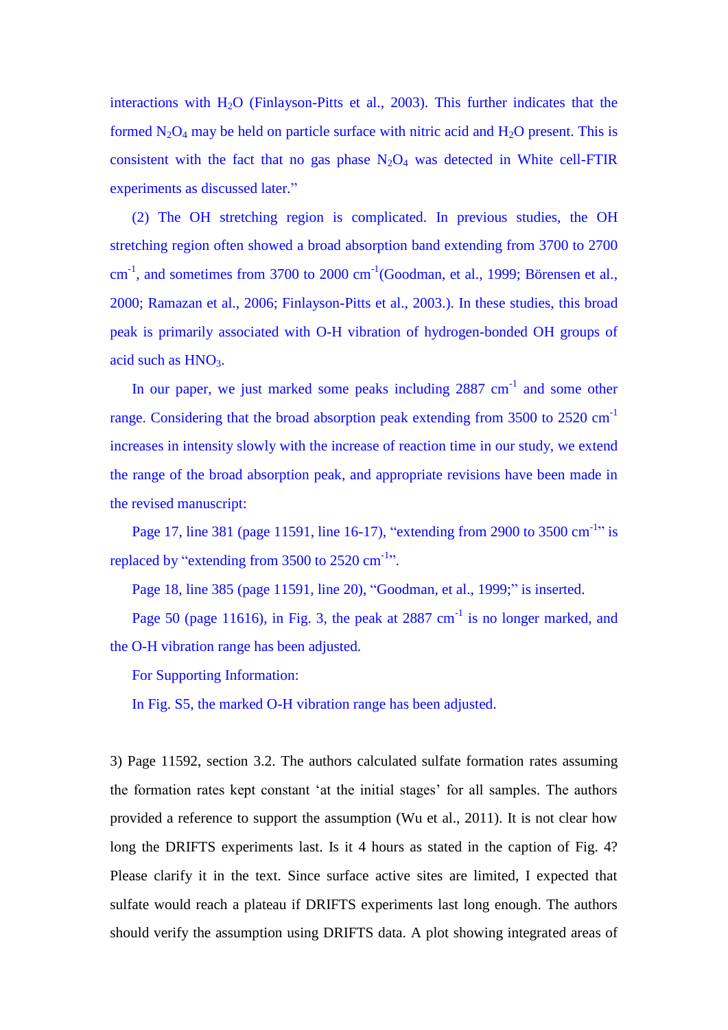interactions with $H_2O$ (Finlayson-Pitts et al., 2003). This further indicates that the formed $N_2O_4$ may be held on particle surface with nitric acid and $H_2O$ present. This is consistent with the fact that no gas phase $N_2O_4$ was detected in White cell-FTIR experiments as discussed later."

(2) The OH stretching region is complicated. In previous studies, the OH stretching region often showed a broad absorption band extending from 3700 to 2700 $cm^{-1}$, and sometimes from 3700 to 2000 $cm^{-1}$(Goodman, et al., 1999; Börensen et al., 2000; Ramazan et al., 2006; Finlayson-Pitts et al., 2003.). In these studies, this broad peak is primarily associated with O-H vibration of hydrogen-bonded OH groups of acid such as $HNO_3$.

In our paper, we just marked some peaks including 2887 $cm^{-1}$ and some other range. Considering that the broad absorption peak extending from 3500 to 2520 $cm^{-1}$ increases in intensity slowly with the increase of reaction time in our study, we extend the range of the broad absorption peak, and appropriate revisions have been made in the revised manuscript:

Page 17, line 381 (page 11591, line 16-17), "extending from 2900 to 3500 $cm^{-1}$" is replaced by "extending from 3500 to 2520 $cm^{-1}$".

Page 18, line 385 (page 11591, line 20), "Goodman, et al., 1999;" is inserted.

Page 50 (page 11616), in Fig. 3, the peak at 2887 $cm^{-1}$ is no longer marked, and the O-H vibration range has been adjusted.

For Supporting Information:

In Fig. S5, the marked O-H vibration range has been adjusted.

3) Page 11592, section 3.2. The authors calculated sulfate formation rates assuming the formation rates kept constant 'at the initial stages' for all samples. The authors provided a reference to support the assumption (Wu et al., 2011). It is not clear how long the DRIFTS experiments last. Is it 4 hours as stated in the caption of Fig. 4? Please clarify it in the text. Since surface active sites are limited, I expected that sulfate would reach a plateau if DRIFTS experiments last long enough. The authors should verify the assumption using DRIFTS data. A plot showing integrated areas of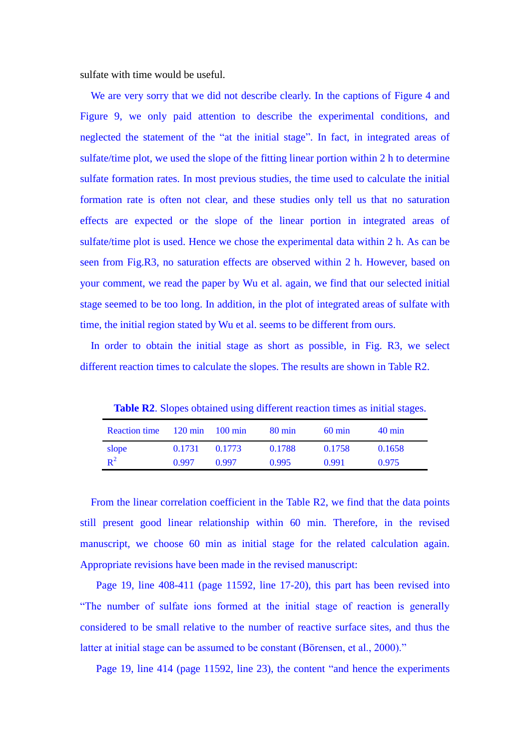sulfate with time would be useful.

We are very sorry that we did not describe clearly. In the captions of Figure 4 and Figure 9, we only paid attention to describe the experimental conditions, and neglected the statement of the "at the initial stage". In fact, in integrated areas of sulfate/time plot, we used the slope of the fitting linear portion within 2 h to determine sulfate formation rates. In most previous studies, the time used to calculate the initial formation rate is often not clear, and these studies only tell us that no saturation effects are expected or the slope of the linear portion in integrated areas of sulfate/time plot is used. Hence we chose the experimental data within 2 h. As can be seen from Fig.R3, no saturation effects are observed within 2 h. However, based on your comment, we read the paper by Wu et al. again, we find that our selected initial stage seemed to be too long. In addition, in the plot of integrated areas of sulfate with time, the initial region stated by Wu et al. seems to be different from ours.

In order to obtain the initial stage as short as possible, in Fig. R3, we select different reaction times to calculate the slopes. The results are shown in Table R2.

**Table R2**. Slopes obtained using different reaction times as initial stages.

| Reaction time | 120 min | 100 min | 80 min | 60 min | 40 min |
|---|---|---|---|---|---|
| slope | 0.1731 | 0.1773 | 0.1788 | 0.1758 | 0.1658 |
| $R^2$ | 0.997 | 0.997 | 0.995 | 0.991 | 0.975 |

From the linear correlation coefficient in the Table R2, we find that the data points still present good linear relationship within 60 min. Therefore, in the revised manuscript, we choose 60 min as initial stage for the related calculation again. Appropriate revisions have been made in the revised manuscript:

Page 19, line 408-411 (page 11592, line 17-20), this part has been revised into "The number of sulfate ions formed at the initial stage of reaction is generally considered to be small relative to the number of reactive surface sites, and thus the latter at initial stage can be assumed to be constant (Börensen, et al., 2000)."

Page 19, line 414 (page 11592, line 23), the content "and hence the experiments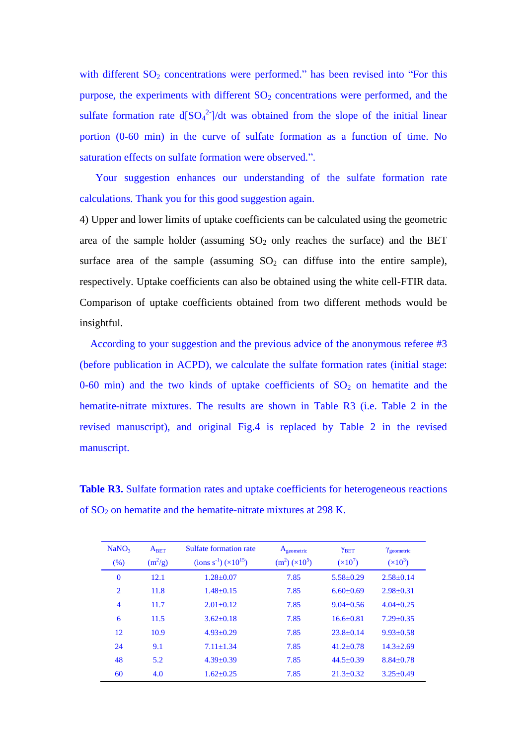with different $SO_2$ concentrations were performed." has been revised into "For this purpose, the experiments with different $SO_2$ concentrations were performed, and the sulfate formation rate $d[SO_4^{2-}]/dt$ was obtained from the slope of the initial linear portion (0-60 min) in the curve of sulfate formation as a function of time. No saturation effects on sulfate formation were observed.".

Your suggestion enhances our understanding of the sulfate formation rate calculations. Thank you for this good suggestion again.

4) Upper and lower limits of uptake coefficients can be calculated using the geometric area of the sample holder (assuming $SO_2$ only reaches the surface) and the BET surface area of the sample (assuming $SO_2$ can diffuse into the entire sample), respectively. Uptake coefficients can also be obtained using the white cell-FTIR data. Comparison of uptake coefficients obtained from two different methods would be insightful.

According to your suggestion and the previous advice of the anonymous referee #3 (before publication in ACPD), we calculate the sulfate formation rates (initial stage: 0-60 min) and the two kinds of uptake coefficients of $SO_2$ on hematite and the hematite-nitrate mixtures. The results are shown in Table R3 (i.e. Table 2 in the revised manuscript), and original Fig.4 is replaced by Table 2 in the revised manuscript.

**Table R3.** Sulfate formation rates and uptake coefficients for heterogeneous reactions of $SO_2$ on hematite and the hematite-nitrate mixtures at 298 K.

| $NaNO_3$ (%) | $A_{BET}$ ($m^2/g$) | Sulfate formation rate (ions $s^{-1}$) ($\times10^{15}$) | $A_{geometric}$ ($m^2$) ($\times10^5$) | $\gamma_{BET}$ ($\times10^7$) | $\gamma_{geometric}$ ($\times10^3$) |
|---|---|---|---|---|---|
| 0 | 12.1 | 1.28±0.07 | 7.85 | 5.58±0.29 | 2.58±0.14 |
| 2 | 11.8 | 1.48±0.15 | 7.85 | 6.60±0.69 | 2.98±0.31 |
| 4 | 11.7 | 2.01±0.12 | 7.85 | 9.04±0.56 | 4.04±0.25 |
| 6 | 11.5 | 3.62±0.18 | 7.85 | 16.6±0.81 | 7.29±0.35 |
| 12 | 10.9 | 4.93±0.29 | 7.85 | 23.8±0.14 | 9.93±0.58 |
| 24 | 9.1 | 7.11±1.34 | 7.85 | 41.2±0.78 | 14.3±2.69 |
| 48 | 5.2 | 4.39±0.39 | 7.85 | 44.5±0.39 | 8.84±0.78 |
| 60 | 4.0 | 1.62±0.25 | 7.85 | 21.3±0.32 | 3.25±0.49 |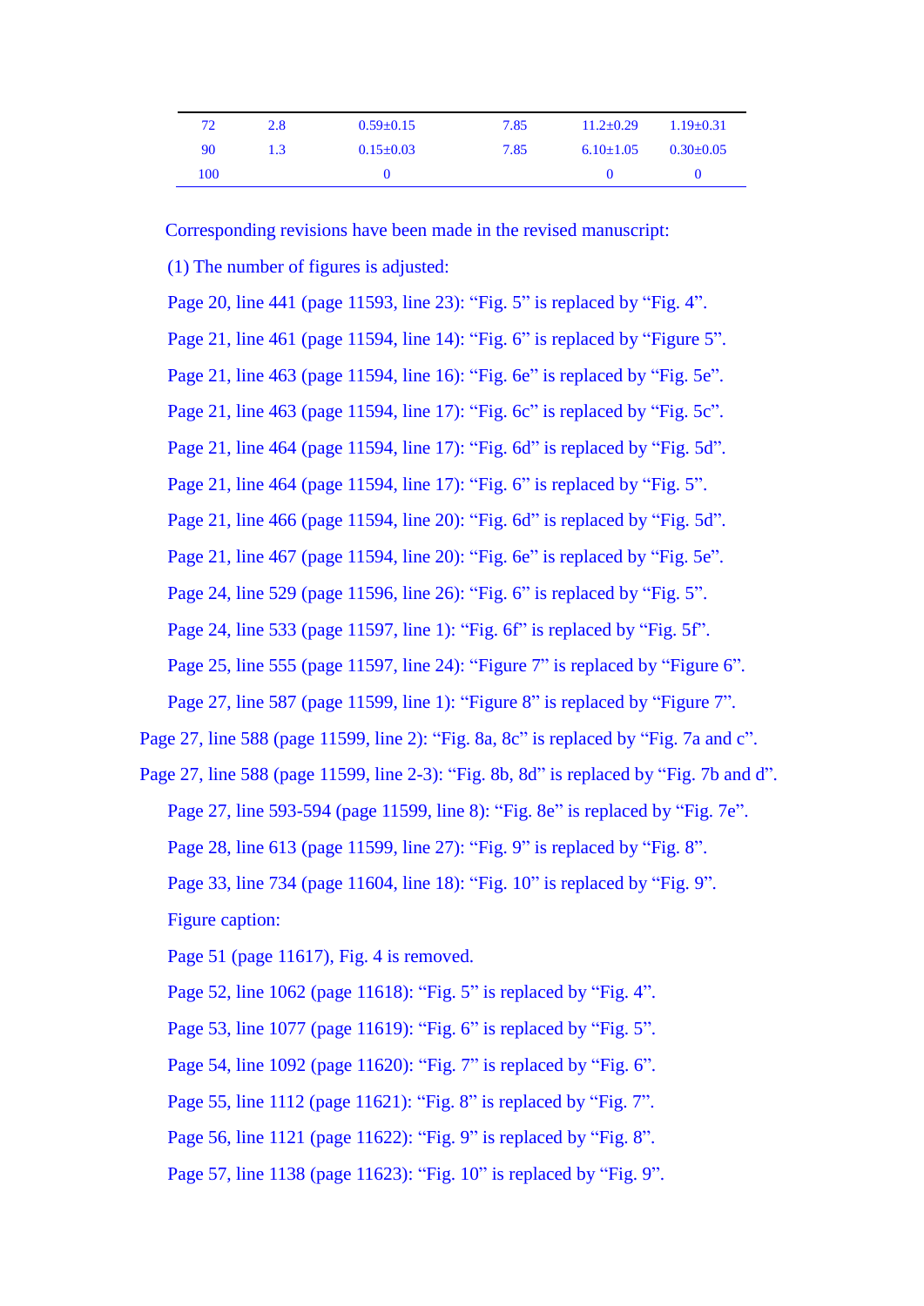| | | | | | |
|---|---|---|---|---|---|
| 72 | 2.8 | 0.59±0.15 | 7.85 | 11.2±0.29 | 1.19±0.31 |
| 90 | 1.3 | 0.15±0.03 | 7.85 | 6.10±1.05 | 0.30±0.05 |
| 100 | | 0 | | 0 | 0 |

Corresponding revisions have been made in the revised manuscript:

(1) The number of figures is adjusted:

Page 20, line 441 (page 11593, line 23): “Fig. 5” is replaced by “Fig. 4”.

Page 21, line 461 (page 11594, line 14): “Fig. 6” is replaced by “Figure 5”.

Page 21, line 463 (page 11594, line 16): “Fig. 6e” is replaced by “Fig. 5e”.

Page 21, line 463 (page 11594, line 17): “Fig. 6c” is replaced by “Fig. 5c”.

Page 21, line 464 (page 11594, line 17): “Fig. 6d” is replaced by “Fig. 5d”.

Page 21, line 464 (page 11594, line 17): “Fig. 6” is replaced by “Fig. 5”.

Page 21, line 466 (page 11594, line 20): “Fig. 6d” is replaced by “Fig. 5d”.

Page 21, line 467 (page 11594, line 20): “Fig. 6e” is replaced by “Fig. 5e”.

Page 24, line 529 (page 11596, line 26): “Fig. 6” is replaced by “Fig. 5”.

Page 24, line 533 (page 11597, line 1): “Fig. 6f” is replaced by “Fig. 5f”.

Page 25, line 555 (page 11597, line 24): “Figure 7” is replaced by “Figure 6”.

Page 27, line 587 (page 11599, line 1): “Figure 8” is replaced by “Figure 7”.

Page 27, line 588 (page 11599, line 2): “Fig. 8a, 8c” is replaced by “Fig. 7a and c”.

Page 27, line 588 (page 11599, line 2-3): “Fig. 8b, 8d” is replaced by “Fig. 7b and d”.

Page 27, line 593-594 (page 11599, line 8): “Fig. 8e” is replaced by “Fig. 7e”.

Page 28, line 613 (page 11599, line 27): “Fig. 9” is replaced by “Fig. 8”.

Page 33, line 734 (page 11604, line 18): “Fig. 10” is replaced by “Fig. 9”.

Figure caption:

Page 51 (page 11617), Fig. 4 is removed.

Page 52, line 1062 (page 11618): “Fig. 5” is replaced by “Fig. 4”.

Page 53, line 1077 (page 11619): “Fig. 6” is replaced by “Fig. 5”.

Page 54, line 1092 (page 11620): “Fig. 7” is replaced by “Fig. 6”.

Page 55, line 1112 (page 11621): “Fig. 8” is replaced by “Fig. 7”.

Page 56, line 1121 (page 11622): “Fig. 9” is replaced by “Fig. 8”.

Page 57, line 1138 (page 11623): “Fig. 10” is replaced by “Fig. 9”.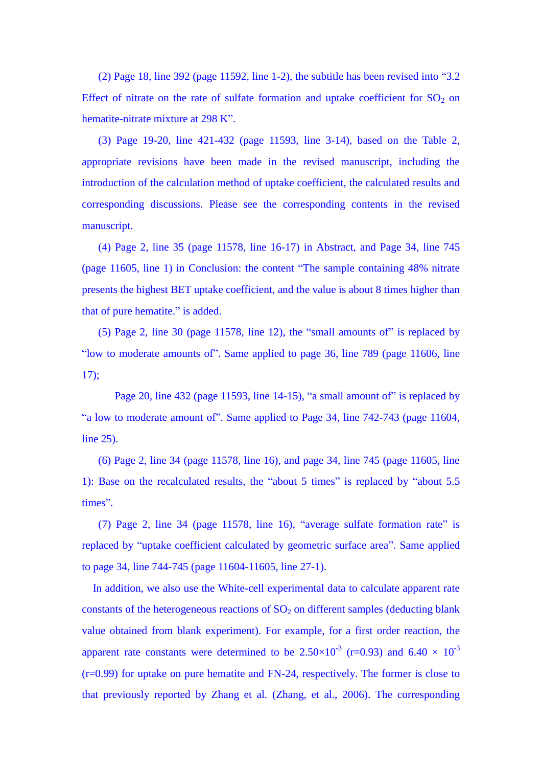(2) Page 18, line 392 (page 11592, line 1-2), the subtitle has been revised into "3.2 Effect of nitrate on the rate of sulfate formation and uptake coefficient for $SO_2$ on hematite-nitrate mixture at 298 K".

(3) Page 19-20, line 421-432 (page 11593, line 3-14), based on the Table 2, appropriate revisions have been made in the revised manuscript, including the introduction of the calculation method of uptake coefficient, the calculated results and corresponding discussions. Please see the corresponding contents in the revised manuscript.

(4) Page 2, line 35 (page 11578, line 16-17) in Abstract, and Page 34, line 745 (page 11605, line 1) in Conclusion: the content "The sample containing 48% nitrate presents the highest BET uptake coefficient, and the value is about 8 times higher than that of pure hematite." is added.

(5) Page 2, line 30 (page 11578, line 12), the "small amounts of" is replaced by "low to moderate amounts of". Same applied to page 36, line 789 (page 11606, line 17);

Page 20, line 432 (page 11593, line 14-15), "a small amount of" is replaced by "a low to moderate amount of". Same applied to Page 34, line 742-743 (page 11604, line 25).

(6) Page 2, line 34 (page 11578, line 16), and page 34, line 745 (page 11605, line 1): Base on the recalculated results, the "about 5 times" is replaced by "about 5.5 times".

(7) Page 2, line 34 (page 11578, line 16), "average sulfate formation rate" is replaced by "uptake coefficient calculated by geometric surface area". Same applied to page 34, line 744-745 (page 11604-11605, line 27-1).

In addition, we also use the White-cell experimental data to calculate apparent rate constants of the heterogeneous reactions of $SO_2$ on different samples (deducting blank value obtained from blank experiment). For example, for a first order reaction, the apparent rate constants were determined to be $2.50\times10^{-3}$ (r=0.93) and $6.40 \times 10^{-3}$ (r=0.99) for uptake on pure hematite and FN-24, respectively. The former is close to that previously reported by Zhang et al. (Zhang, et al., 2006). The corresponding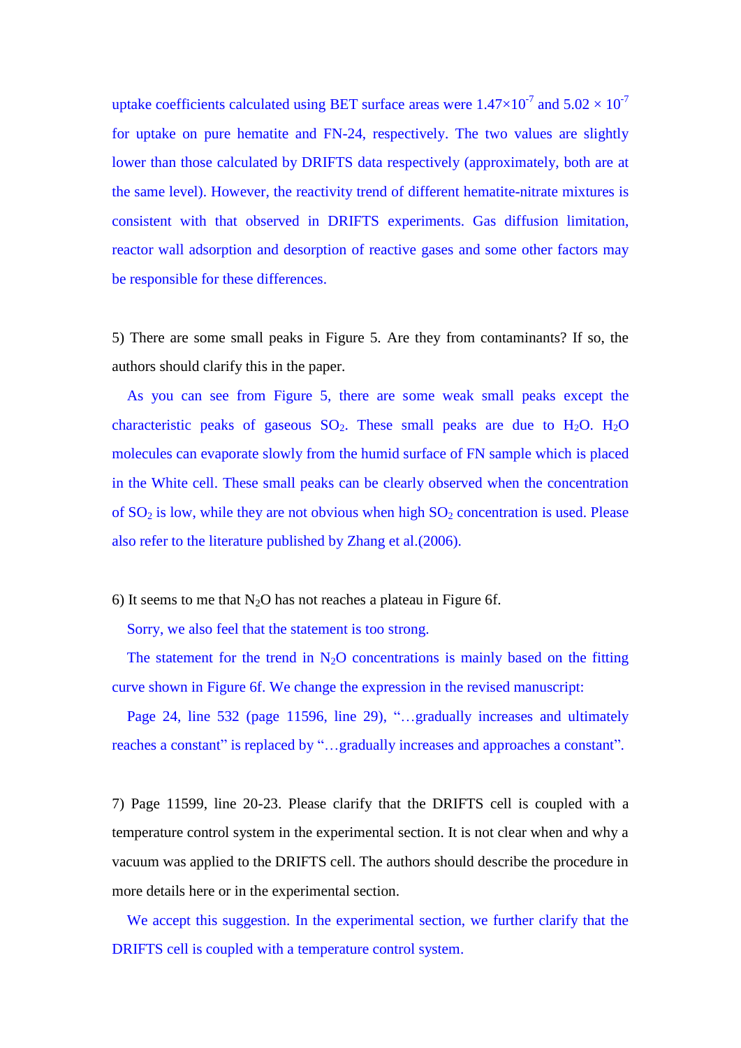uptake coefficients calculated using BET surface areas were $1.47\times10^{-7}$ and $5.02 \times 10^{-7}$ for uptake on pure hematite and FN-24, respectively. The two values are slightly lower than those calculated by DRIFTS data respectively (approximately, both are at the same level). However, the reactivity trend of different hematite-nitrate mixtures is consistent with that observed in DRIFTS experiments. Gas diffusion limitation, reactor wall adsorption and desorption of reactive gases and some other factors may be responsible for these differences.

5) There are some small peaks in Figure 5. Are they from contaminants? If so, the authors should clarify this in the paper.

As you can see from Figure 5, there are some weak small peaks except the characteristic peaks of gaseous $SO_2$. These small peaks are due to $H_2O$. $H_2O$ molecules can evaporate slowly from the humid surface of FN sample which is placed in the White cell. These small peaks can be clearly observed when the concentration of $SO_2$ is low, while they are not obvious when high $SO_2$ concentration is used. Please also refer to the literature published by Zhang et al.(2006).

6) It seems to me that $N_2O$ has not reaches a plateau in Figure 6f.

Sorry, we also feel that the statement is too strong.

The statement for the trend in $N_2O$ concentrations is mainly based on the fitting curve shown in Figure 6f. We change the expression in the revised manuscript:

Page 24, line 532 (page 11596, line 29), "…gradually increases and ultimately reaches a constant" is replaced by "…gradually increases and approaches a constant".

7) Page 11599, line 20-23. Please clarify that the DRIFTS cell is coupled with a temperature control system in the experimental section. It is not clear when and why a vacuum was applied to the DRIFTS cell. The authors should describe the procedure in more details here or in the experimental section.

We accept this suggestion. In the experimental section, we further clarify that the DRIFTS cell is coupled with a temperature control system.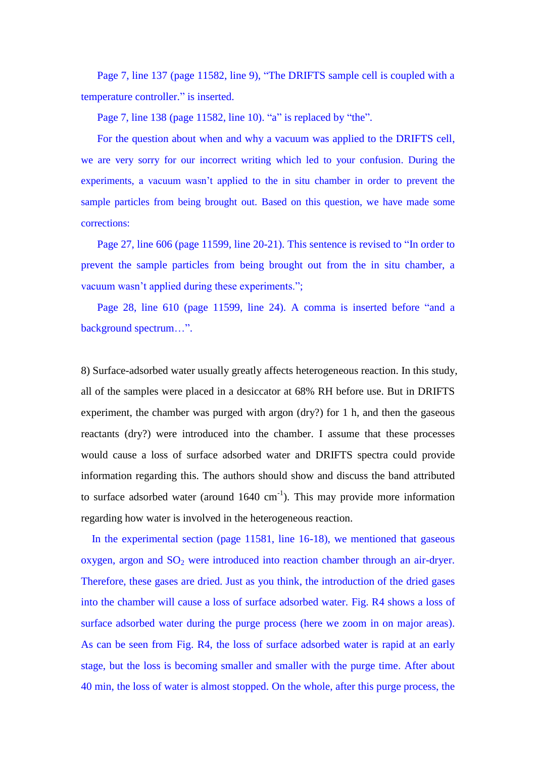Page 7, line 137 (page 11582, line 9), “The DRIFTS sample cell is coupled with a temperature controller.” is inserted.

Page 7, line 138 (page 11582, line 10). “a” is replaced by “the”.

For the question about when and why a vacuum was applied to the DRIFTS cell, we are very sorry for our incorrect writing which led to your confusion. During the experiments, a vacuum wasn’t applied to the in situ chamber in order to prevent the sample particles from being brought out. Based on this question, we have made some corrections:

Page 27, line 606 (page 11599, line 20-21). This sentence is revised to “In order to prevent the sample particles from being brought out from the in situ chamber, a vacuum wasn’t applied during these experiments.”;

Page 28, line 610 (page 11599, line 24). A comma is inserted before “and a background spectrum…”.

8) Surface-adsorbed water usually greatly affects heterogeneous reaction. In this study, all of the samples were placed in a desiccator at 68% RH before use. But in DRIFTS experiment, the chamber was purged with argon (dry?) for 1 h, and then the gaseous reactants (dry?) were introduced into the chamber. I assume that these processes would cause a loss of surface adsorbed water and DRIFTS spectra could provide information regarding this. The authors should show and discuss the band attributed to surface adsorbed water (around 1640 $cm^{-1}$). This may provide more information regarding how water is involved in the heterogeneous reaction.

In the experimental section (page 11581, line 16-18), we mentioned that gaseous oxygen, argon and $SO_2$ were introduced into reaction chamber through an air-dryer. Therefore, these gases are dried. Just as you think, the introduction of the dried gases into the chamber will cause a loss of surface adsorbed water. Fig. R4 shows a loss of surface adsorbed water during the purge process (here we zoom in on major areas). As can be seen from Fig. R4, the loss of surface adsorbed water is rapid at an early stage, but the loss is becoming smaller and smaller with the purge time. After about 40 min, the loss of water is almost stopped. On the whole, after this purge process, the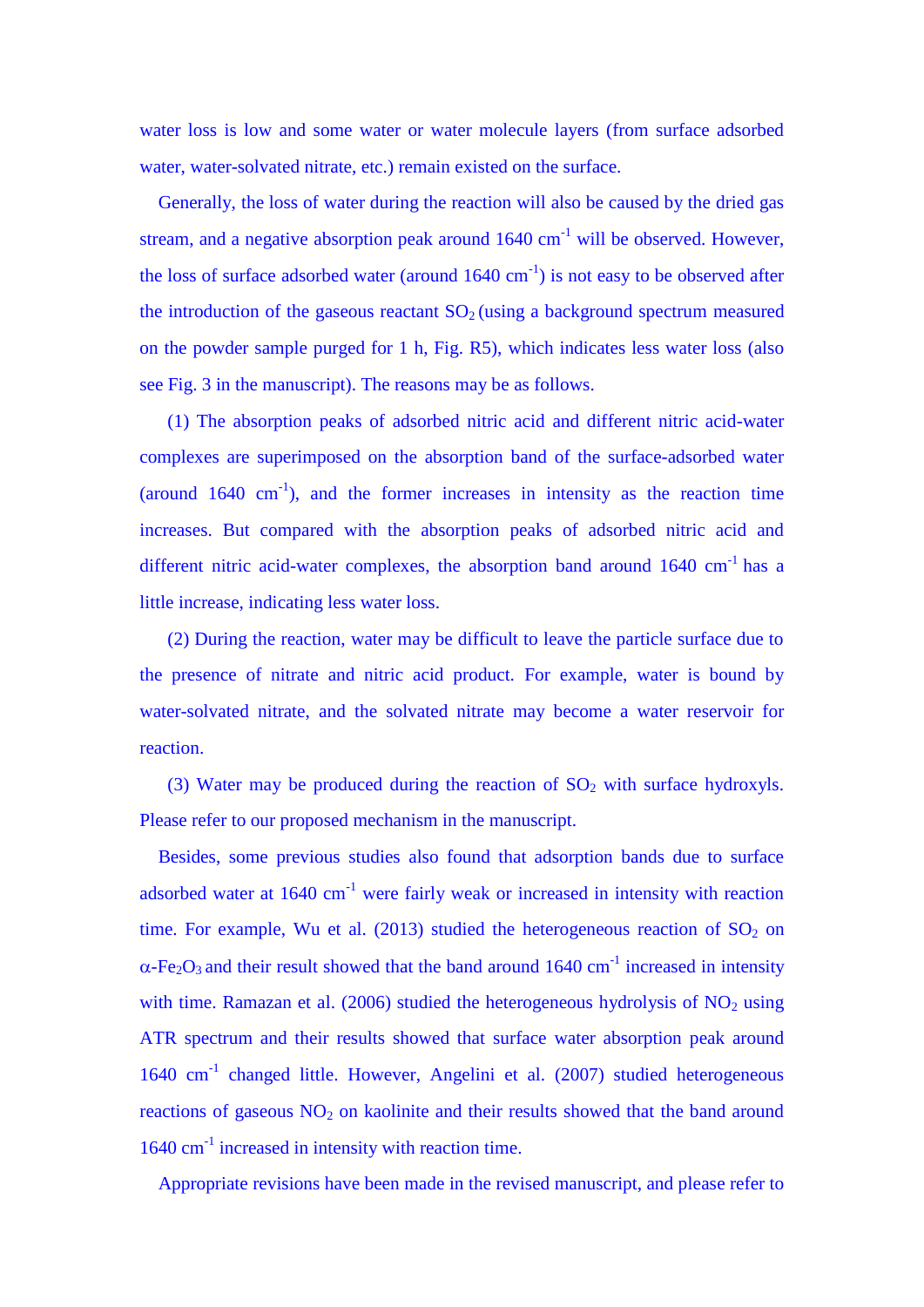water loss is low and some water or water molecule layers (from surface adsorbed water, water-solvated nitrate, etc.) remain existed on the surface.

Generally, the loss of water during the reaction will also be caused by the dried gas stream, and a negative absorption peak around 1640 $cm^{-1}$ will be observed. However, the loss of surface adsorbed water (around 1640 $cm^{-1}$) is not easy to be observed after the introduction of the gaseous reactant $SO_2$ (using a background spectrum measured on the powder sample purged for 1 h, Fig. R5), which indicates less water loss (also see Fig. 3 in the manuscript). The reasons may be as follows.

(1) The absorption peaks of adsorbed nitric acid and different nitric acid-water complexes are superimposed on the absorption band of the surface-adsorbed water (around 1640 $cm^{-1}$), and the former increases in intensity as the reaction time increases. But compared with the absorption peaks of adsorbed nitric acid and different nitric acid-water complexes, the absorption band around 1640 $cm^{-1}$ has a little increase, indicating less water loss.

(2) During the reaction, water may be difficult to leave the particle surface due to the presence of nitrate and nitric acid product. For example, water is bound by water-solvated nitrate, and the solvated nitrate may become a water reservoir for reaction.

(3) Water may be produced during the reaction of $SO_2$ with surface hydroxyls. Please refer to our proposed mechanism in the manuscript.

Besides, some previous studies also found that adsorption bands due to surface adsorbed water at 1640 $cm^{-1}$ were fairly weak or increased in intensity with reaction time. For example, Wu et al. (2013) studied the heterogeneous reaction of $SO_2$ on $\alpha$-$Fe_2O_3$ and their result showed that the band around 1640 $cm^{-1}$ increased in intensity with time. Ramazan et al. (2006) studied the heterogeneous hydrolysis of $NO_2$ using ATR spectrum and their results showed that surface water absorption peak around 1640 $cm^{-1}$ changed little. However, Angelini et al. (2007) studied heterogeneous reactions of gaseous $NO_2$ on kaolinite and their results showed that the band around 1640 $cm^{-1}$ increased in intensity with reaction time.

Appropriate revisions have been made in the revised manuscript, and please refer to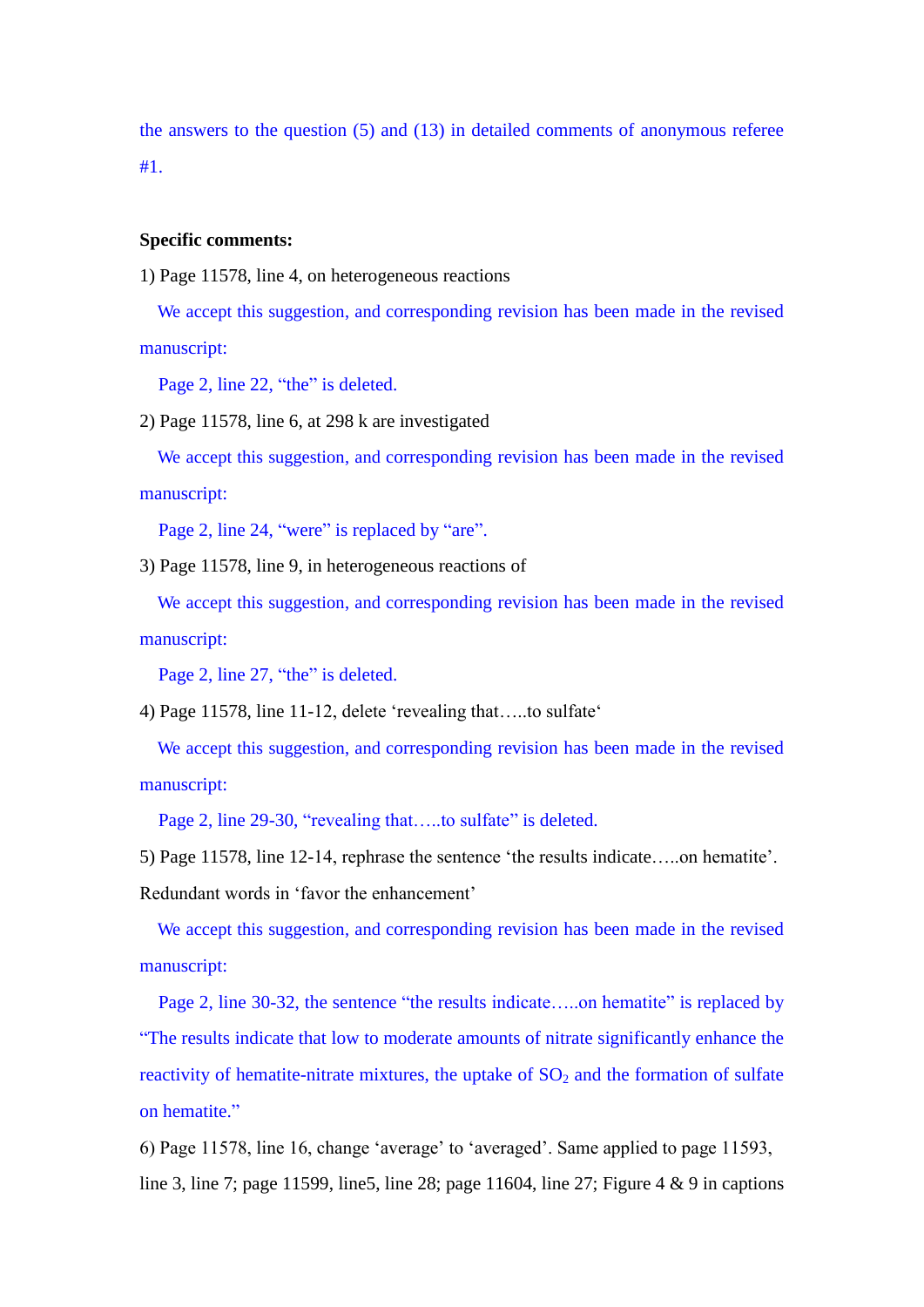the answers to the question (5) and (13) in detailed comments of anonymous referee #1.

**Specific comments:**

1) Page 11578, line 4, on heterogeneous reactions

We accept this suggestion, and corresponding revision has been made in the revised manuscript:

Page 2, line 22, "the" is deleted.

2) Page 11578, line 6, at 298 k are investigated

We accept this suggestion, and corresponding revision has been made in the revised manuscript:

Page 2, line 24, "were" is replaced by "are".

3) Page 11578, line 9, in heterogeneous reactions of

We accept this suggestion, and corresponding revision has been made in the revised manuscript:

Page 2, line 27, "the" is deleted.

4) Page 11578, line 11-12, delete 'revealing that…..to sulfate'

We accept this suggestion, and corresponding revision has been made in the revised manuscript:

Page 2, line 29-30, "revealing that…..to sulfate" is deleted.

5) Page 11578, line 12-14, rephrase the sentence 'the results indicate…..on hematite'. Redundant words in 'favor the enhancement'

We accept this suggestion, and corresponding revision has been made in the revised manuscript:

Page 2, line 30-32, the sentence "the results indicate…..on hematite" is replaced by "The results indicate that low to moderate amounts of nitrate significantly enhance the reactivity of hematite-nitrate mixtures, the uptake of $SO_2$ and the formation of sulfate on hematite."

6) Page 11578, line 16, change 'average' to 'averaged'. Same applied to page 11593, line 3, line 7; page 11599, line5, line 28; page 11604, line 27; Figure 4 & 9 in captions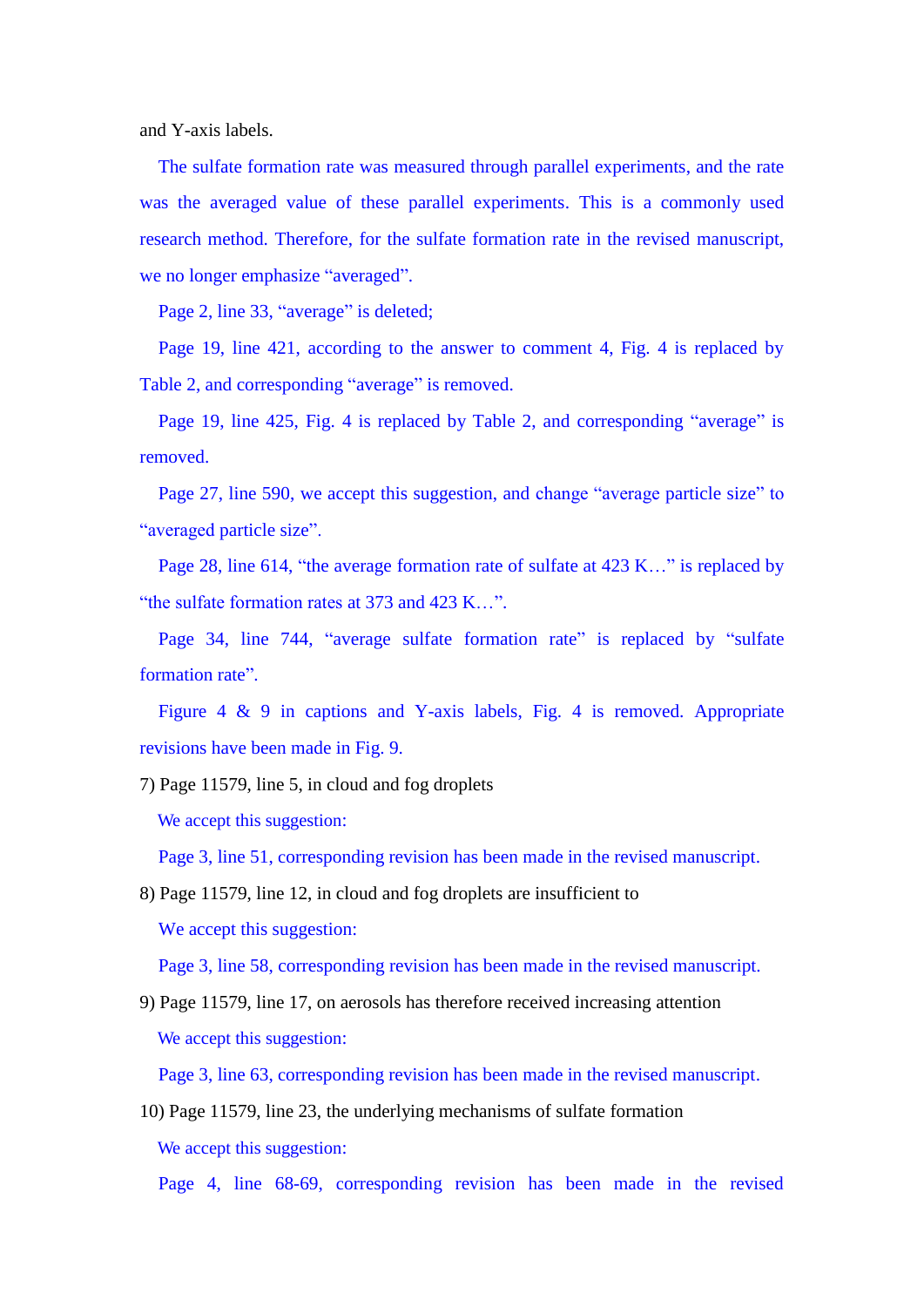and Y-axis labels.

The sulfate formation rate was measured through parallel experiments, and the rate was the averaged value of these parallel experiments. This is a commonly used research method. Therefore, for the sulfate formation rate in the revised manuscript, we no longer emphasize “averaged”.

Page 2, line 33, “average” is deleted;

Page 19, line 421, according to the answer to comment 4, Fig. 4 is replaced by Table 2, and corresponding “average” is removed.

Page 19, line 425, Fig. 4 is replaced by Table 2, and corresponding “average” is removed.

Page 27, line 590, we accept this suggestion, and change “average particle size” to “averaged particle size”.

Page 28, line 614, “the average formation rate of sulfate at 423 K…” is replaced by “the sulfate formation rates at 373 and 423 K…”.

Page 34, line 744, “average sulfate formation rate” is replaced by “sulfate formation rate”.

Figure 4 & 9 in captions and Y-axis labels, Fig. 4 is removed. Appropriate revisions have been made in Fig. 9.

7) Page 11579, line 5, in cloud and fog droplets

We accept this suggestion:

Page 3, line 51, corresponding revision has been made in the revised manuscript.

8) Page 11579, line 12, in cloud and fog droplets are insufficient to

We accept this suggestion:

Page 3, line 58, corresponding revision has been made in the revised manuscript.

9) Page 11579, line 17, on aerosols has therefore received increasing attention

We accept this suggestion:

Page 3, line 63, corresponding revision has been made in the revised manuscript.

10) Page 11579, line 23, the underlying mechanisms of sulfate formation

We accept this suggestion:

Page 4, line 68-69, corresponding revision has been made in the revised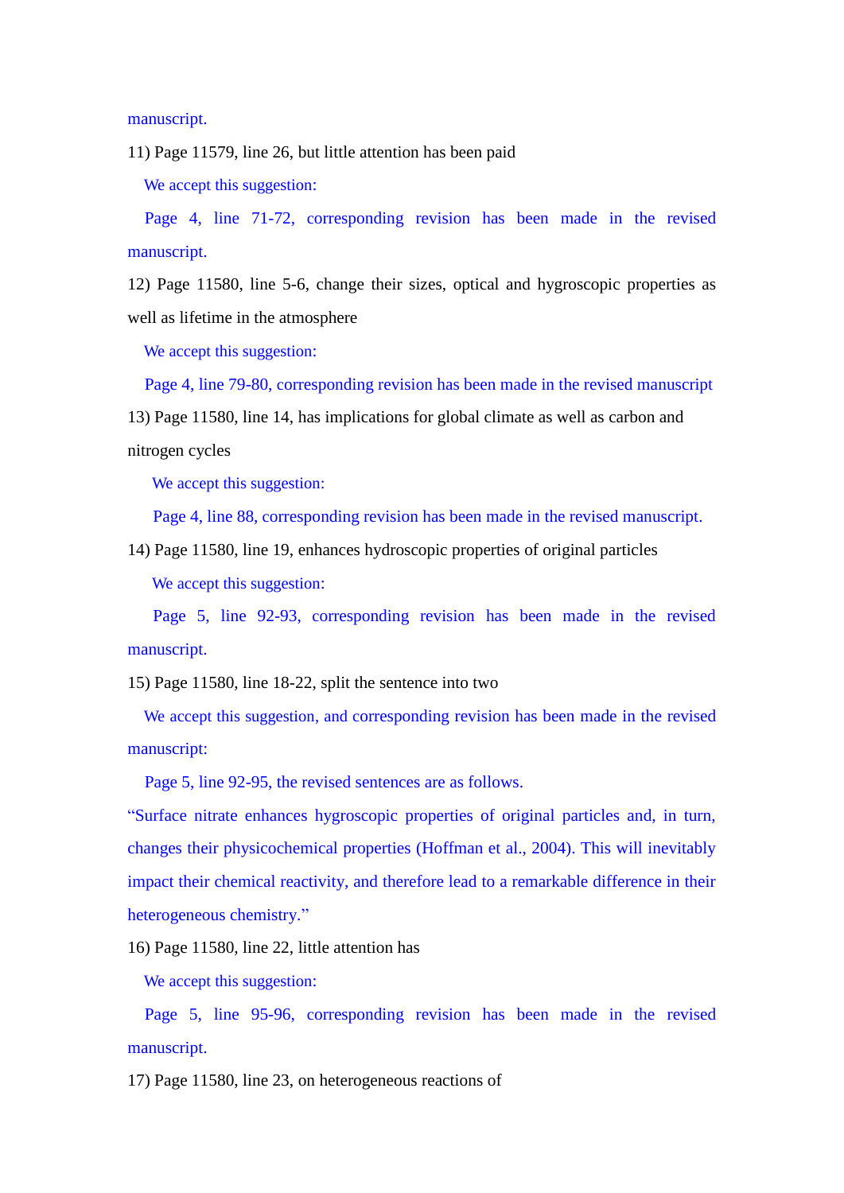manuscript.

11) Page 11579, line 26, but little attention has been paid

We accept this suggestion:

Page 4, line 71-72, corresponding revision has been made in the revised manuscript.

12) Page 11580, line 5-6, change their sizes, optical and hygroscopic properties as well as lifetime in the atmosphere

We accept this suggestion:

Page 4, line 79-80, corresponding revision has been made in the revised manuscript

13) Page 11580, line 14, has implications for global climate as well as carbon and nitrogen cycles

We accept this suggestion:

Page 4, line 88, corresponding revision has been made in the revised manuscript.

14) Page 11580, line 19, enhances hydroscopic properties of original particles

We accept this suggestion:

Page 5, line 92-93, corresponding revision has been made in the revised manuscript.

15) Page 11580, line 18-22, split the sentence into two

We accept this suggestion, and corresponding revision has been made in the revised manuscript:

Page 5, line 92-95, the revised sentences are as follows.

"Surface nitrate enhances hygroscopic properties of original particles and, in turn, changes their physicochemical properties (Hoffman et al., 2004). This will inevitably impact their chemical reactivity, and therefore lead to a remarkable difference in their heterogeneous chemistry."

16) Page 11580, line 22, little attention has

We accept this suggestion:

Page 5, line 95-96, corresponding revision has been made in the revised manuscript.

17) Page 11580, line 23, on heterogeneous reactions of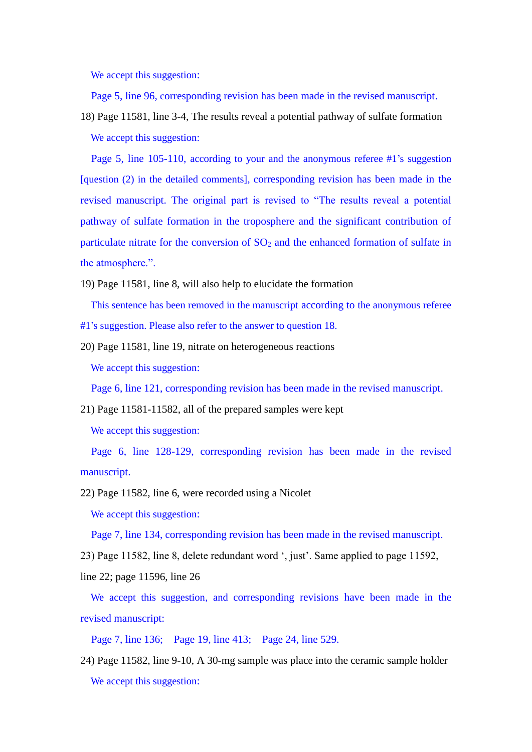We accept this suggestion:

Page 5, line 96, corresponding revision has been made in the revised manuscript.

18) Page 11581, line 3-4, The results reveal a potential pathway of sulfate formation

We accept this suggestion:

Page 5, line 105-110, according to your and the anonymous referee #1's suggestion [question (2) in the detailed comments], corresponding revision has been made in the revised manuscript. The original part is revised to "The results reveal a potential pathway of sulfate formation in the troposphere and the significant contribution of particulate nitrate for the conversion of $SO_2$ and the enhanced formation of sulfate in the atmosphere.".

19) Page 11581, line 8, will also help to elucidate the formation

This sentence has been removed in the manuscript according to the anonymous referee #1's suggestion. Please also refer to the answer to question 18.

20) Page 11581, line 19, nitrate on heterogeneous reactions

We accept this suggestion:

Page 6, line 121, corresponding revision has been made in the revised manuscript.

21) Page 11581-11582, all of the prepared samples were kept

We accept this suggestion:

Page 6, line 128-129, corresponding revision has been made in the revised manuscript.

22) Page 11582, line 6, were recorded using a Nicolet

We accept this suggestion:

Page 7, line 134, corresponding revision has been made in the revised manuscript.

23) Page 11582, line 8, delete redundant word ', just'. Same applied to page 11592, line 22; page 11596, line 26

We accept this suggestion, and corresponding revisions have been made in the revised manuscript:

Page 7, line 136; Page 19, line 413; Page 24, line 529.

24) Page 11582, line 9-10, A 30-mg sample was place into the ceramic sample holder

We accept this suggestion: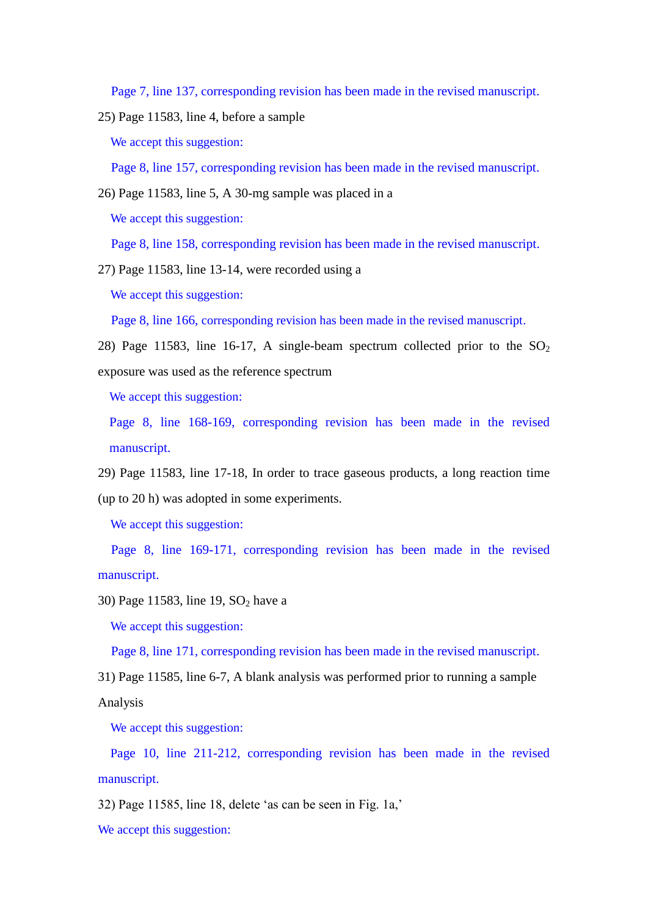Page 7, line 137, corresponding revision has been made in the revised manuscript.

25) Page 11583, line 4, before a sample

We accept this suggestion:

Page 8, line 157, corresponding revision has been made in the revised manuscript.

26) Page 11583, line 5, A 30-mg sample was placed in a

We accept this suggestion:

Page 8, line 158, corresponding revision has been made in the revised manuscript.

27) Page 11583, line 13-14, were recorded using a

We accept this suggestion:

Page 8, line 166, corresponding revision has been made in the revised manuscript.

28) Page 11583, line 16-17, A single-beam spectrum collected prior to the $SO_2$ exposure was used as the reference spectrum

We accept this suggestion:

Page 8, line 168-169, corresponding revision has been made in the revised manuscript.

29) Page 11583, line 17-18, In order to trace gaseous products, a long reaction time (up to 20 h) was adopted in some experiments.

We accept this suggestion:

Page 8, line 169-171, corresponding revision has been made in the revised manuscript.

30) Page 11583, line 19, $SO_2$ have a

We accept this suggestion:

Page 8, line 171, corresponding revision has been made in the revised manuscript.

31) Page 11585, line 6-7, A blank analysis was performed prior to running a sample Analysis

We accept this suggestion:

Page 10, line 211-212, corresponding revision has been made in the revised manuscript.

32) Page 11585, line 18, delete 'as can be seen in Fig. 1a,'

We accept this suggestion: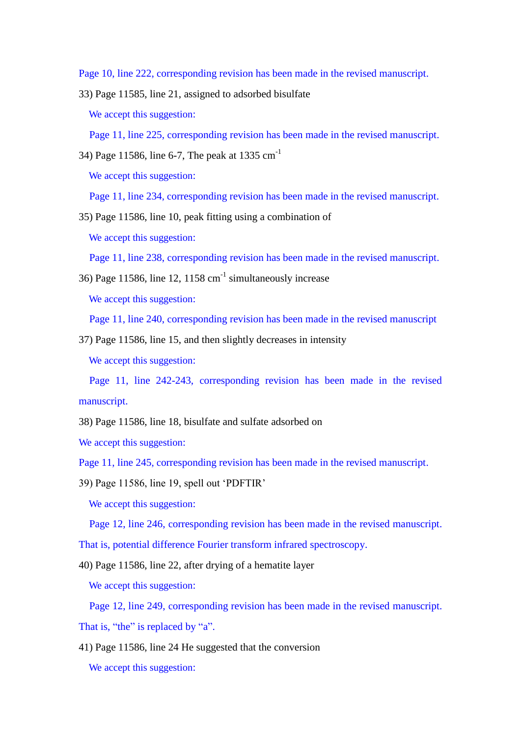Page 10, line 222, corresponding revision has been made in the revised manuscript.

33) Page 11585, line 21, assigned to adsorbed bisulfate

We accept this suggestion:

Page 11, line 225, corresponding revision has been made in the revised manuscript.

34) Page 11586, line 6-7, The peak at 1335 $cm^{-1}$

We accept this suggestion:

Page 11, line 234, corresponding revision has been made in the revised manuscript.

35) Page 11586, line 10, peak fitting using a combination of

We accept this suggestion:

Page 11, line 238, corresponding revision has been made in the revised manuscript.

36) Page 11586, line 12, 1158 $cm^{-1}$ simultaneously increase

We accept this suggestion:

Page 11, line 240, corresponding revision has been made in the revised manuscript

37) Page 11586, line 15, and then slightly decreases in intensity

We accept this suggestion:

Page 11, line 242-243, corresponding revision has been made in the revised manuscript.

38) Page 11586, line 18, bisulfate and sulfate adsorbed on

We accept this suggestion:

Page 11, line 245, corresponding revision has been made in the revised manuscript.

39) Page 11586, line 19, spell out 'PDFTIR'

We accept this suggestion:

Page 12, line 246, corresponding revision has been made in the revised manuscript. That is, potential difference Fourier transform infrared spectroscopy.

40) Page 11586, line 22, after drying of a hematite layer

We accept this suggestion:

Page 12, line 249, corresponding revision has been made in the revised manuscript. That is, "the" is replaced by "a".

41) Page 11586, line 24 He suggested that the conversion

We accept this suggestion: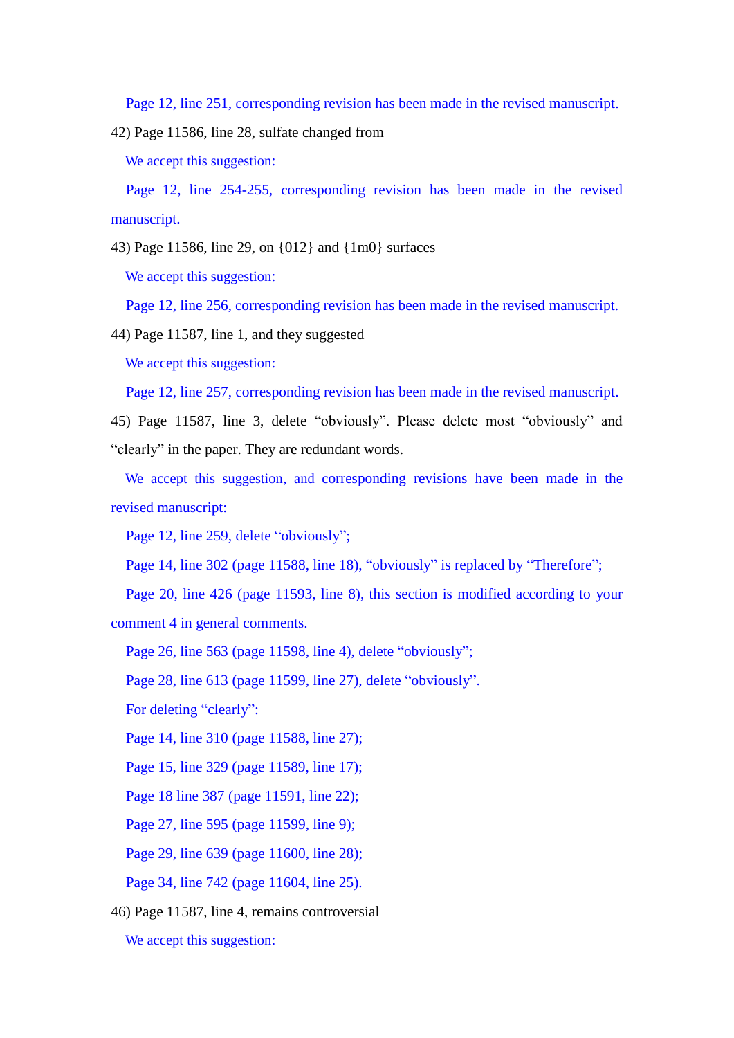Page 12, line 251, corresponding revision has been made in the revised manuscript.

42) Page 11586, line 28, sulfate changed from

We accept this suggestion:

Page 12, line 254-255, corresponding revision has been made in the revised manuscript.

43) Page 11586, line 29, on {012} and {1m0} surfaces

We accept this suggestion:

Page 12, line 256, corresponding revision has been made in the revised manuscript.

44) Page 11587, line 1, and they suggested

We accept this suggestion:

Page 12, line 257, corresponding revision has been made in the revised manuscript.

45) Page 11587, line 3, delete "obviously". Please delete most "obviously" and "clearly" in the paper. They are redundant words.

We accept this suggestion, and corresponding revisions have been made in the revised manuscript:

Page 12, line 259, delete "obviously";

Page 14, line 302 (page 11588, line 18), "obviously" is replaced by "Therefore";

Page 20, line 426 (page 11593, line 8), this section is modified according to your comment 4 in general comments.

Page 26, line 563 (page 11598, line 4), delete "obviously";

Page 28, line 613 (page 11599, line 27), delete "obviously".

For deleting "clearly":

Page 14, line 310 (page 11588, line 27);

Page 15, line 329 (page 11589, line 17);

Page 18 line 387 (page 11591, line 22);

Page 27, line 595 (page 11599, line 9);

Page 29, line 639 (page 11600, line 28);

Page 34, line 742 (page 11604, line 25).

46) Page 11587, line 4, remains controversial

We accept this suggestion: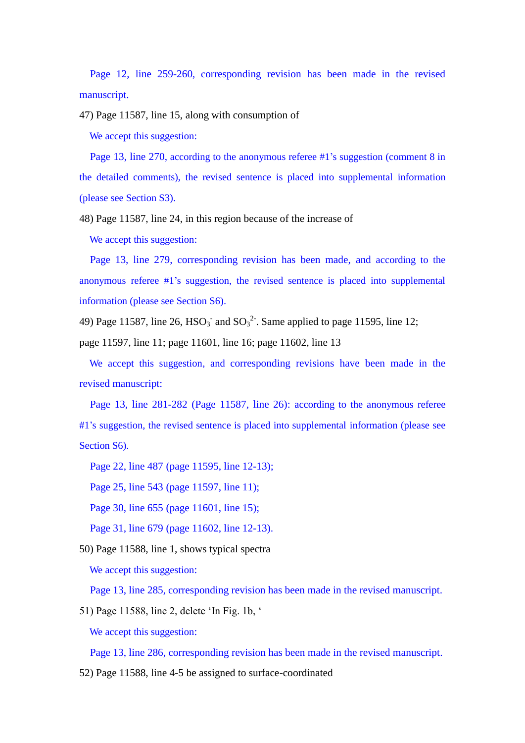Page 12, line 259-260, corresponding revision has been made in the revised manuscript.

47) Page 11587, line 15, along with consumption of

We accept this suggestion:

Page 13, line 270, according to the anonymous referee #1's suggestion (comment 8 in the detailed comments), the revised sentence is placed into supplemental information (please see Section S3).

48) Page 11587, line 24, in this region because of the increase of

We accept this suggestion:

Page 13, line 279, corresponding revision has been made, and according to the anonymous referee #1's suggestion, the revised sentence is placed into supplemental information (please see Section S6).

49) Page 11587, line 26, $HSO_3^-$ and $SO_3^{2-}$. Same applied to page 11595, line 12; page 11597, line 11; page 11601, line 16; page 11602, line 13

We accept this suggestion, and corresponding revisions have been made in the revised manuscript:

Page 13, line 281-282 (Page 11587, line 26): according to the anonymous referee #1's suggestion, the revised sentence is placed into supplemental information (please see Section S6).

Page 22, line 487 (page 11595, line 12-13);

Page 25, line 543 (page 11597, line 11);

Page 30, line 655 (page 11601, line 15);

Page 31, line 679 (page 11602, line 12-13).

50) Page 11588, line 1, shows typical spectra

We accept this suggestion:

Page 13, line 285, corresponding revision has been made in the revised manuscript.

51) Page 11588, line 2, delete 'In Fig. 1b, '

We accept this suggestion:

Page 13, line 286, corresponding revision has been made in the revised manuscript.

52) Page 11588, line 4-5 be assigned to surface-coordinated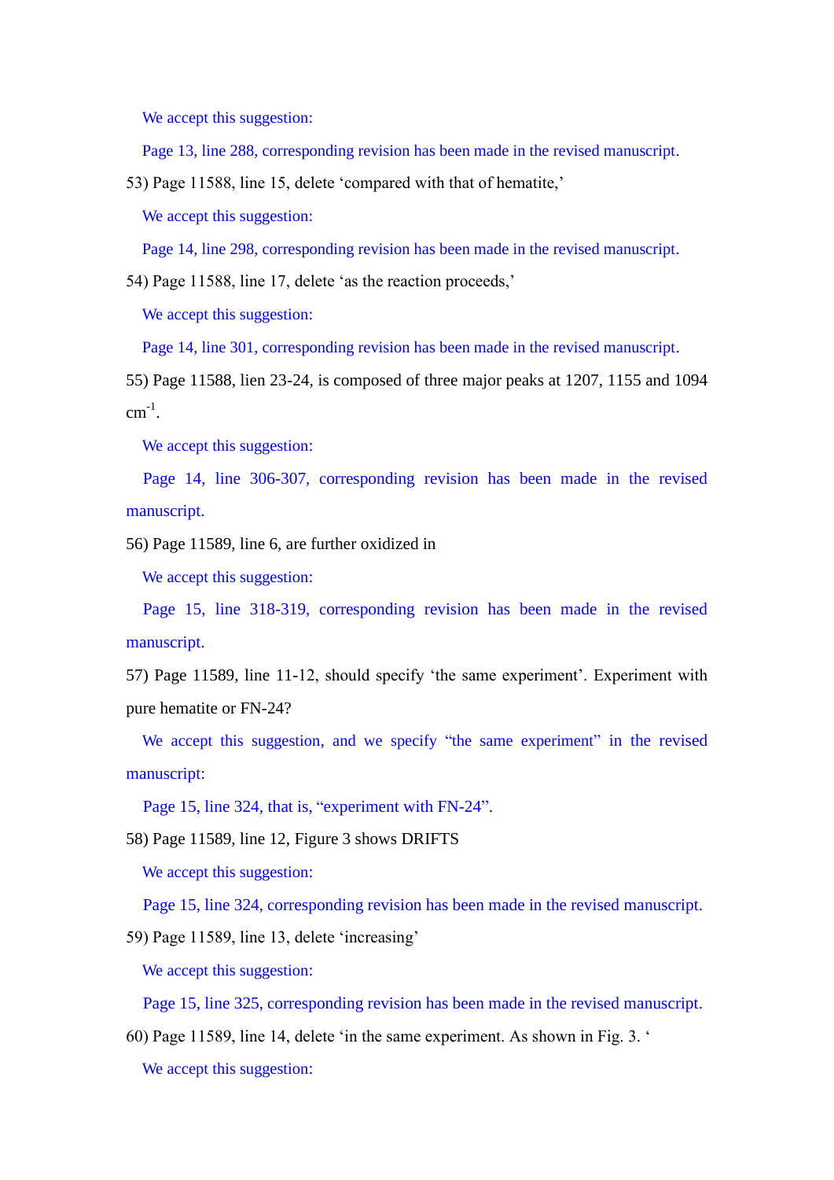We accept this suggestion:

Page 13, line 288, corresponding revision has been made in the revised manuscript.

53) Page 11588, line 15, delete ‘compared with that of hematite,’

We accept this suggestion:

Page 14, line 298, corresponding revision has been made in the revised manuscript.

54) Page 11588, line 17, delete ‘as the reaction proceeds,’

We accept this suggestion:

Page 14, line 301, corresponding revision has been made in the revised manuscript.

55) Page 11588, lien 23-24, is composed of three major peaks at 1207, 1155 and 1094 $cm^{-1}$.

We accept this suggestion:

Page 14, line 306-307, corresponding revision has been made in the revised manuscript.

56) Page 11589, line 6, are further oxidized in

We accept this suggestion:

Page 15, line 318-319, corresponding revision has been made in the revised manuscript.

57) Page 11589, line 11-12, should specify ‘the same experiment’. Experiment with pure hematite or FN-24?

We accept this suggestion, and we specify “the same experiment” in the revised manuscript:

Page 15, line 324, that is, “experiment with FN-24”.

58) Page 11589, line 12, Figure 3 shows DRIFTS

We accept this suggestion:

Page 15, line 324, corresponding revision has been made in the revised manuscript.

59) Page 11589, line 13, delete ‘increasing’

We accept this suggestion:

Page 15, line 325, corresponding revision has been made in the revised manuscript.

60) Page 11589, line 14, delete ‘in the same experiment. As shown in Fig. 3. ‘

We accept this suggestion: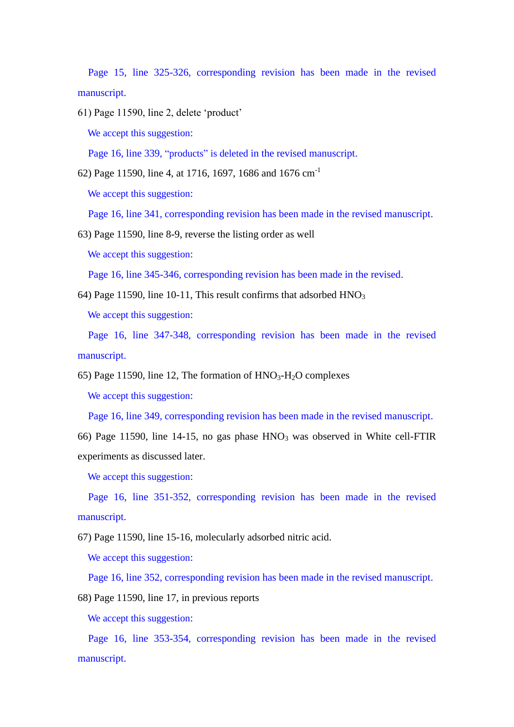Page 15, line 325-326, corresponding revision has been made in the revised manuscript.

61) Page 11590, line 2, delete ‘product’

We accept this suggestion:

Page 16, line 339, “products” is deleted in the revised manuscript.

62) Page 11590, line 4, at 1716, 1697, 1686 and 1676 $cm^{-1}$

We accept this suggestion:

Page 16, line 341, corresponding revision has been made in the revised manuscript.

63) Page 11590, line 8-9, reverse the listing order as well

We accept this suggestion:

Page 16, line 345-346, corresponding revision has been made in the revised.

64) Page 11590, line 10-11, This result confirms that adsorbed $HNO_3$

We accept this suggestion:

Page 16, line 347-348, corresponding revision has been made in the revised manuscript.

65) Page 11590, line 12, The formation of $HNO_3$-$H_2O$ complexes

We accept this suggestion:

Page 16, line 349, corresponding revision has been made in the revised manuscript.

66) Page 11590, line 14-15, no gas phase $HNO_3$ was observed in White cell-FTIR experiments as discussed later.

We accept this suggestion:

Page 16, line 351-352, corresponding revision has been made in the revised manuscript.

67) Page 11590, line 15-16, molecularly adsorbed nitric acid.

We accept this suggestion:

Page 16, line 352, corresponding revision has been made in the revised manuscript.

68) Page 11590, line 17, in previous reports

We accept this suggestion:

Page 16, line 353-354, corresponding revision has been made in the revised manuscript.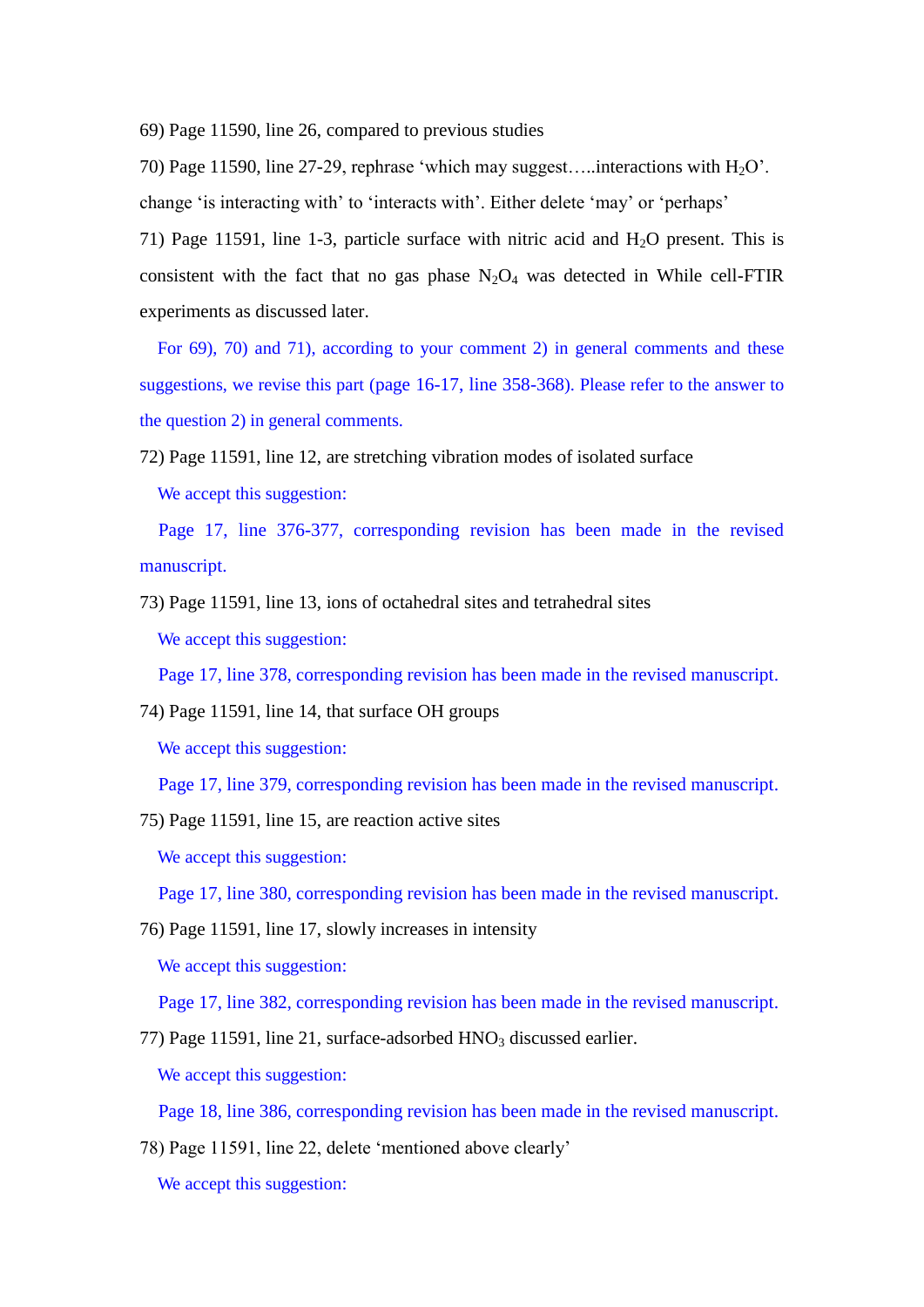69) Page 11590, line 26, compared to previous studies

70) Page 11590, line 27-29, rephrase 'which may suggest…..interactions with $H_2O$'. change 'is interacting with' to 'interacts with'. Either delete 'may' or 'perhaps'

71) Page 11591, line 1-3, particle surface with nitric acid and $H_2O$ present. This is consistent with the fact that no gas phase $N_2O_4$ was detected in While cell-FTIR experiments as discussed later.

For 69), 70) and 71), according to your comment 2) in general comments and these suggestions, we revise this part (page 16-17, line 358-368). Please refer to the answer to the question 2) in general comments.

72) Page 11591, line 12, are stretching vibration modes of isolated surface

We accept this suggestion:

Page 17, line 376-377, corresponding revision has been made in the revised manuscript.

73) Page 11591, line 13, ions of octahedral sites and tetrahedral sites

We accept this suggestion:

Page 17, line 378, corresponding revision has been made in the revised manuscript.

74) Page 11591, line 14, that surface OH groups

We accept this suggestion:

Page 17, line 379, corresponding revision has been made in the revised manuscript.

75) Page 11591, line 15, are reaction active sites

We accept this suggestion:

Page 17, line 380, corresponding revision has been made in the revised manuscript.

76) Page 11591, line 17, slowly increases in intensity

We accept this suggestion:

Page 17, line 382, corresponding revision has been made in the revised manuscript.

77) Page 11591, line 21, surface-adsorbed $HNO_3$ discussed earlier.

We accept this suggestion:

Page 18, line 386, corresponding revision has been made in the revised manuscript.

78) Page 11591, line 22, delete 'mentioned above clearly'

We accept this suggestion: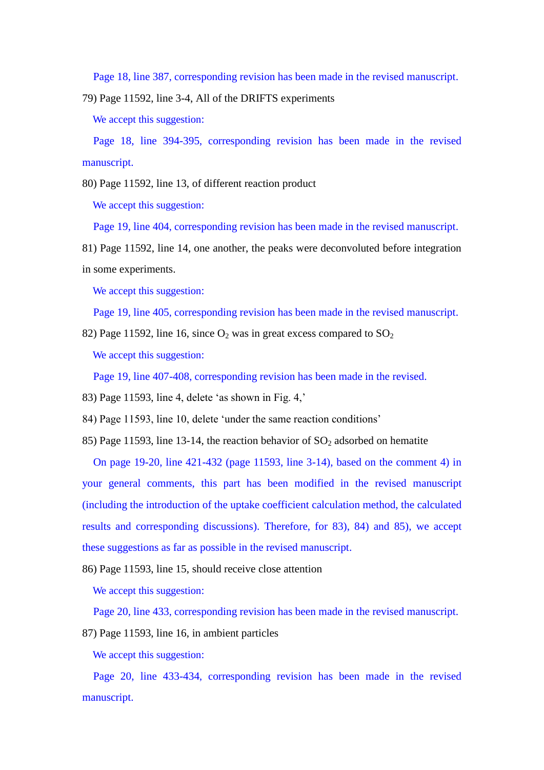Page 18, line 387, corresponding revision has been made in the revised manuscript.

79) Page 11592, line 3-4, All of the DRIFTS experiments

We accept this suggestion:

Page 18, line 394-395, corresponding revision has been made in the revised manuscript.

80) Page 11592, line 13, of different reaction product

We accept this suggestion:

Page 19, line 404, corresponding revision has been made in the revised manuscript.

81) Page 11592, line 14, one another, the peaks were deconvoluted before integration in some experiments.

We accept this suggestion:

Page 19, line 405, corresponding revision has been made in the revised manuscript.

82) Page 11592, line 16, since $O_2$ was in great excess compared to $SO_2$

We accept this suggestion:

Page 19, line 407-408, corresponding revision has been made in the revised.

83) Page 11593, line 4, delete 'as shown in Fig. 4,'

84) Page 11593, line 10, delete 'under the same reaction conditions'

85) Page 11593, line 13-14, the reaction behavior of $SO_2$ adsorbed on hematite

On page 19-20, line 421-432 (page 11593, line 3-14), based on the comment 4) in your general comments, this part has been modified in the revised manuscript (including the introduction of the uptake coefficient calculation method, the calculated results and corresponding discussions). Therefore, for 83), 84) and 85), we accept these suggestions as far as possible in the revised manuscript.

86) Page 11593, line 15, should receive close attention

We accept this suggestion:

Page 20, line 433, corresponding revision has been made in the revised manuscript.

87) Page 11593, line 16, in ambient particles

We accept this suggestion:

Page 20, line 433-434, corresponding revision has been made in the revised manuscript.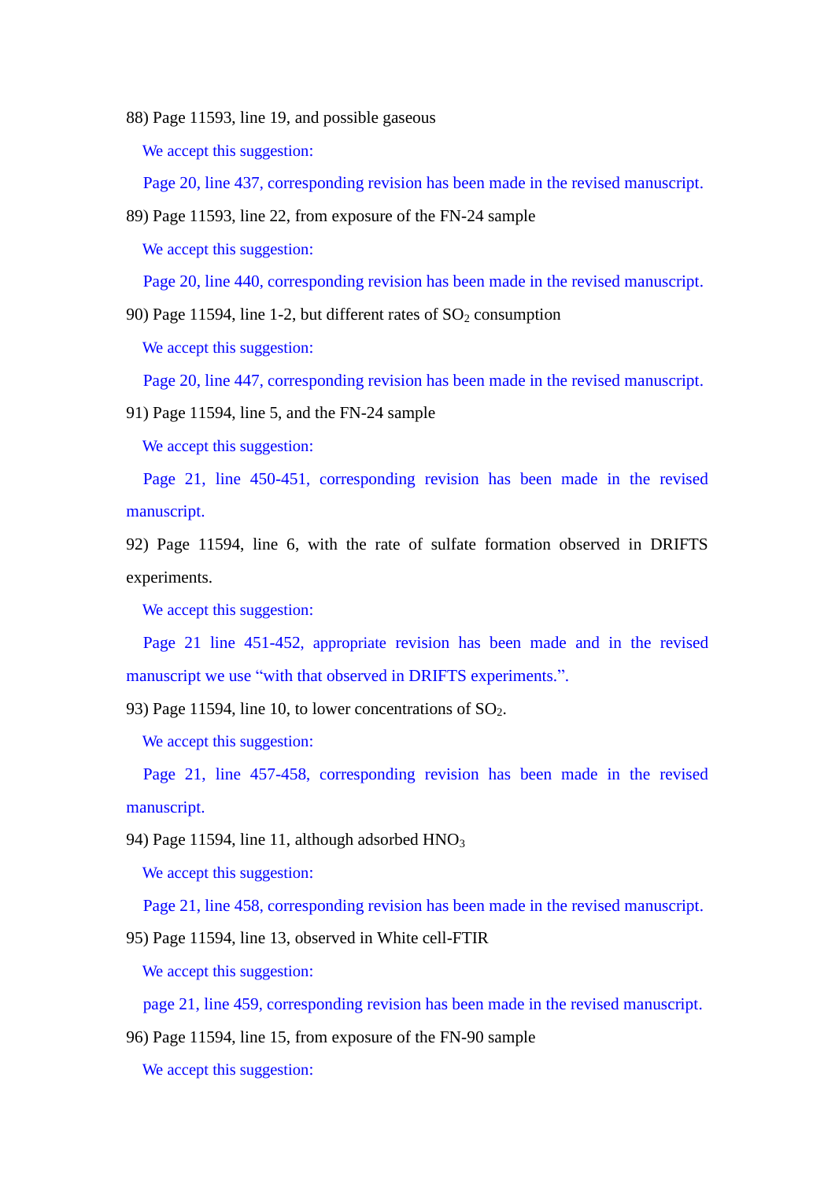88) Page 11593, line 19, and possible gaseous

We accept this suggestion:

Page 20, line 437, corresponding revision has been made in the revised manuscript.

89) Page 11593, line 22, from exposure of the FN-24 sample

We accept this suggestion:

Page 20, line 440, corresponding revision has been made in the revised manuscript.

90) Page 11594, line 1-2, but different rates of $SO_2$ consumption

We accept this suggestion:

Page 20, line 447, corresponding revision has been made in the revised manuscript.

91) Page 11594, line 5, and the FN-24 sample

We accept this suggestion:

Page 21, line 450-451, corresponding revision has been made in the revised manuscript.

92) Page 11594, line 6, with the rate of sulfate formation observed in DRIFTS experiments.

We accept this suggestion:

Page 21 line 451-452, appropriate revision has been made and in the revised manuscript we use "with that observed in DRIFTS experiments.".

93) Page 11594, line 10, to lower concentrations of $SO_2$.

We accept this suggestion:

Page 21, line 457-458, corresponding revision has been made in the revised manuscript.

94) Page 11594, line 11, although adsorbed $HNO_3$

We accept this suggestion:

Page 21, line 458, corresponding revision has been made in the revised manuscript.

95) Page 11594, line 13, observed in White cell-FTIR

We accept this suggestion:

page 21, line 459, corresponding revision has been made in the revised manuscript.

96) Page 11594, line 15, from exposure of the FN-90 sample

We accept this suggestion: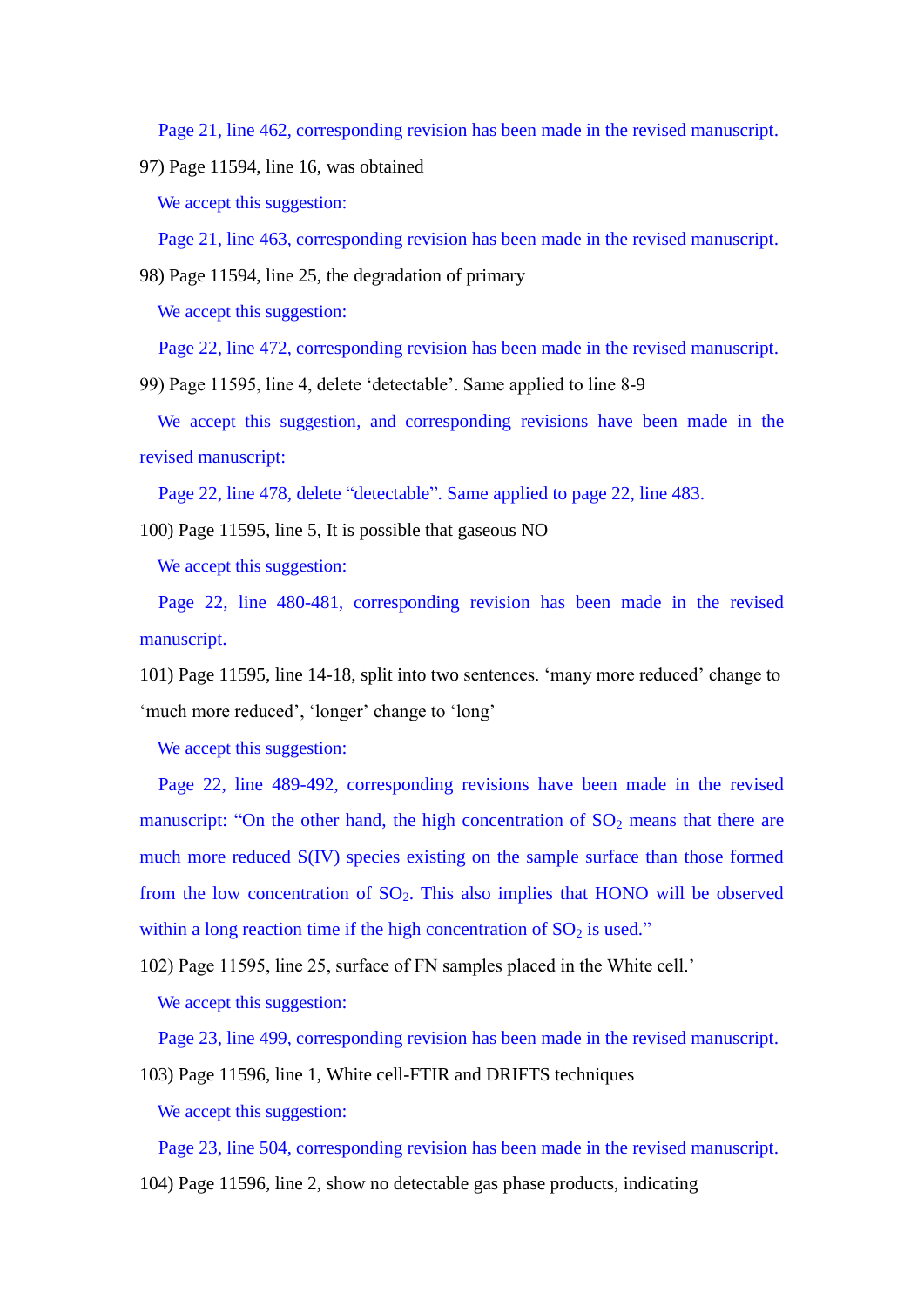Page 21, line 462, corresponding revision has been made in the revised manuscript.

97) Page 11594, line 16, was obtained

We accept this suggestion:

Page 21, line 463, corresponding revision has been made in the revised manuscript.

98) Page 11594, line 25, the degradation of primary

We accept this suggestion:

Page 22, line 472, corresponding revision has been made in the revised manuscript.

99) Page 11595, line 4, delete 'detectable'. Same applied to line 8-9

We accept this suggestion, and corresponding revisions have been made in the revised manuscript:

Page 22, line 478, delete "detectable". Same applied to page 22, line 483.

100) Page 11595, line 5, It is possible that gaseous NO

We accept this suggestion:

Page 22, line 480-481, corresponding revision has been made in the revised manuscript.

101) Page 11595, line 14-18, split into two sentences. 'many more reduced' change to 'much more reduced', 'longer' change to 'long'

We accept this suggestion:

Page 22, line 489-492, corresponding revisions have been made in the revised manuscript: "On the other hand, the high concentration of $SO_2$ means that there are much more reduced S(IV) species existing on the sample surface than those formed from the low concentration of $SO_2$. This also implies that HONO will be observed within a long reaction time if the high concentration of $SO_2$ is used."

102) Page 11595, line 25, surface of FN samples placed in the White cell.'

We accept this suggestion:

Page 23, line 499, corresponding revision has been made in the revised manuscript.

103) Page 11596, line 1, White cell-FTIR and DRIFTS techniques

We accept this suggestion:

Page 23, line 504, corresponding revision has been made in the revised manuscript.

104) Page 11596, line 2, show no detectable gas phase products, indicating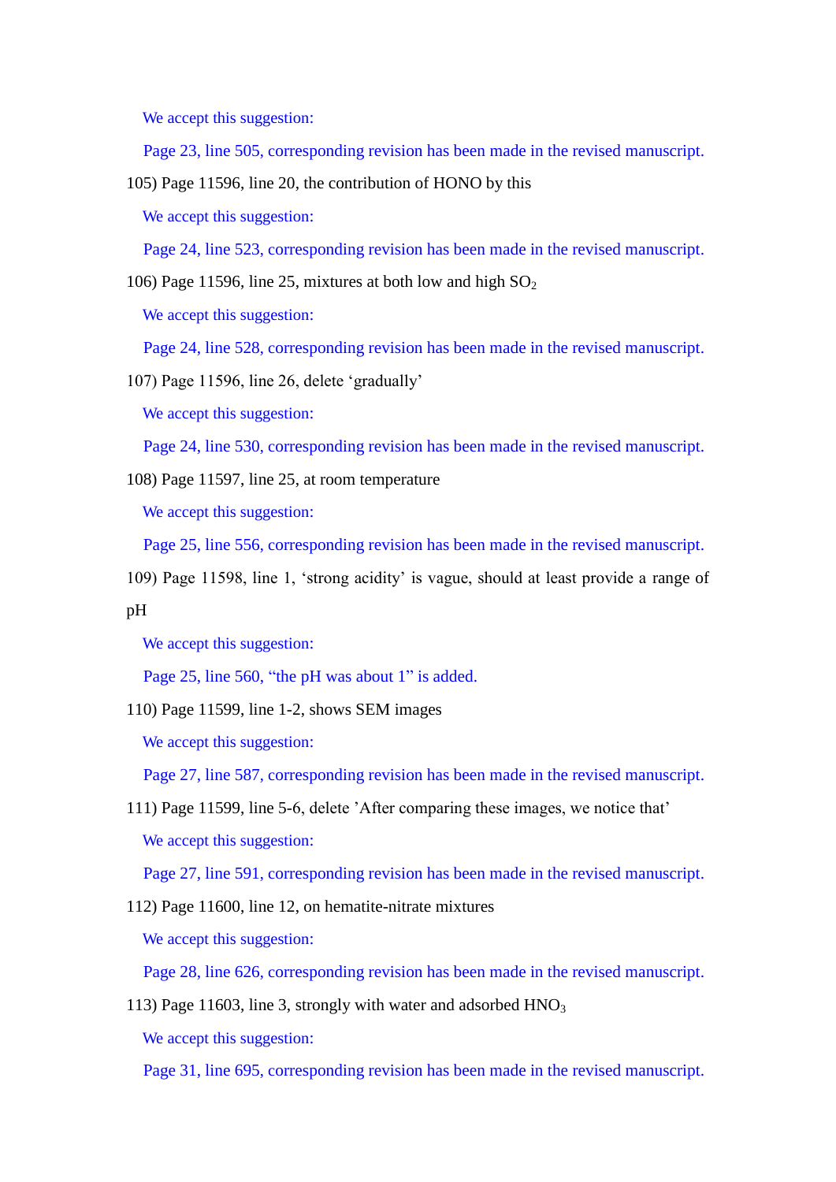We accept this suggestion:

Page 23, line 505, corresponding revision has been made in the revised manuscript.

105) Page 11596, line 20, the contribution of HONO by this

We accept this suggestion:

Page 24, line 523, corresponding revision has been made in the revised manuscript.

106) Page 11596, line 25, mixtures at both low and high $SO_2$

We accept this suggestion:

Page 24, line 528, corresponding revision has been made in the revised manuscript.

107) Page 11596, line 26, delete 'gradually'

We accept this suggestion:

Page 24, line 530, corresponding revision has been made in the revised manuscript.

108) Page 11597, line 25, at room temperature

We accept this suggestion:

Page 25, line 556, corresponding revision has been made in the revised manuscript.

109) Page 11598, line 1, 'strong acidity' is vague, should at least provide a range of pH

We accept this suggestion:

Page 25, line 560, "the pH was about 1" is added.

110) Page 11599, line 1-2, shows SEM images

We accept this suggestion:

Page 27, line 587, corresponding revision has been made in the revised manuscript.

111) Page 11599, line 5-6, delete 'After comparing these images, we notice that'

We accept this suggestion:

Page 27, line 591, corresponding revision has been made in the revised manuscript.

112) Page 11600, line 12, on hematite-nitrate mixtures

We accept this suggestion:

Page 28, line 626, corresponding revision has been made in the revised manuscript.

113) Page 11603, line 3, strongly with water and adsorbed $HNO_3$

We accept this suggestion:

Page 31, line 695, corresponding revision has been made in the revised manuscript.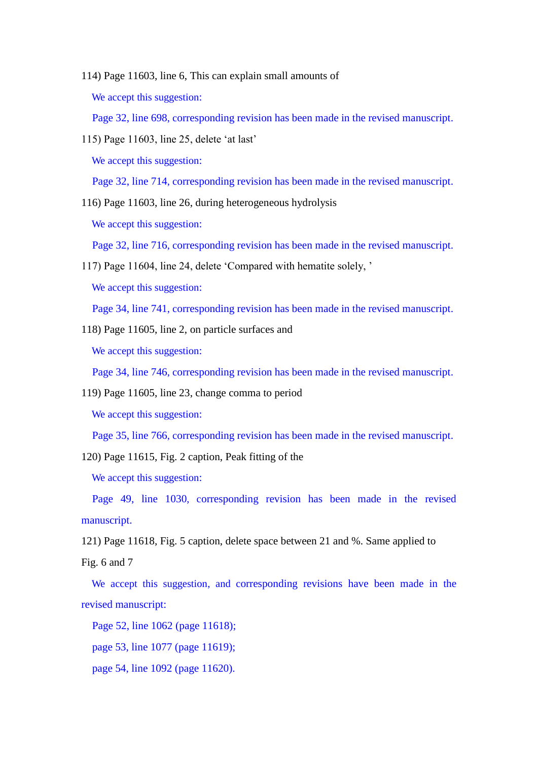114) Page 11603, line 6, This can explain small amounts of

We accept this suggestion:

Page 32, line 698, corresponding revision has been made in the revised manuscript.

115) Page 11603, line 25, delete 'at last'

We accept this suggestion:

Page 32, line 714, corresponding revision has been made in the revised manuscript.

116) Page 11603, line 26, during heterogeneous hydrolysis

We accept this suggestion:

Page 32, line 716, corresponding revision has been made in the revised manuscript.

117) Page 11604, line 24, delete 'Compared with hematite solely, '

We accept this suggestion:

Page 34, line 741, corresponding revision has been made in the revised manuscript.

118) Page 11605, line 2, on particle surfaces and

We accept this suggestion:

Page 34, line 746, corresponding revision has been made in the revised manuscript.

119) Page 11605, line 23, change comma to period

We accept this suggestion:

Page 35, line 766, corresponding revision has been made in the revised manuscript.

120) Page 11615, Fig. 2 caption, Peak fitting of the

We accept this suggestion:

Page 49, line 1030, corresponding revision has been made in the revised manuscript.

121) Page 11618, Fig. 5 caption, delete space between 21 and %. Same applied to Fig. 6 and 7

We accept this suggestion, and corresponding revisions have been made in the revised manuscript:

Page 52, line 1062 (page 11618);

page 53, line 1077 (page 11619);

page 54, line 1092 (page 11620).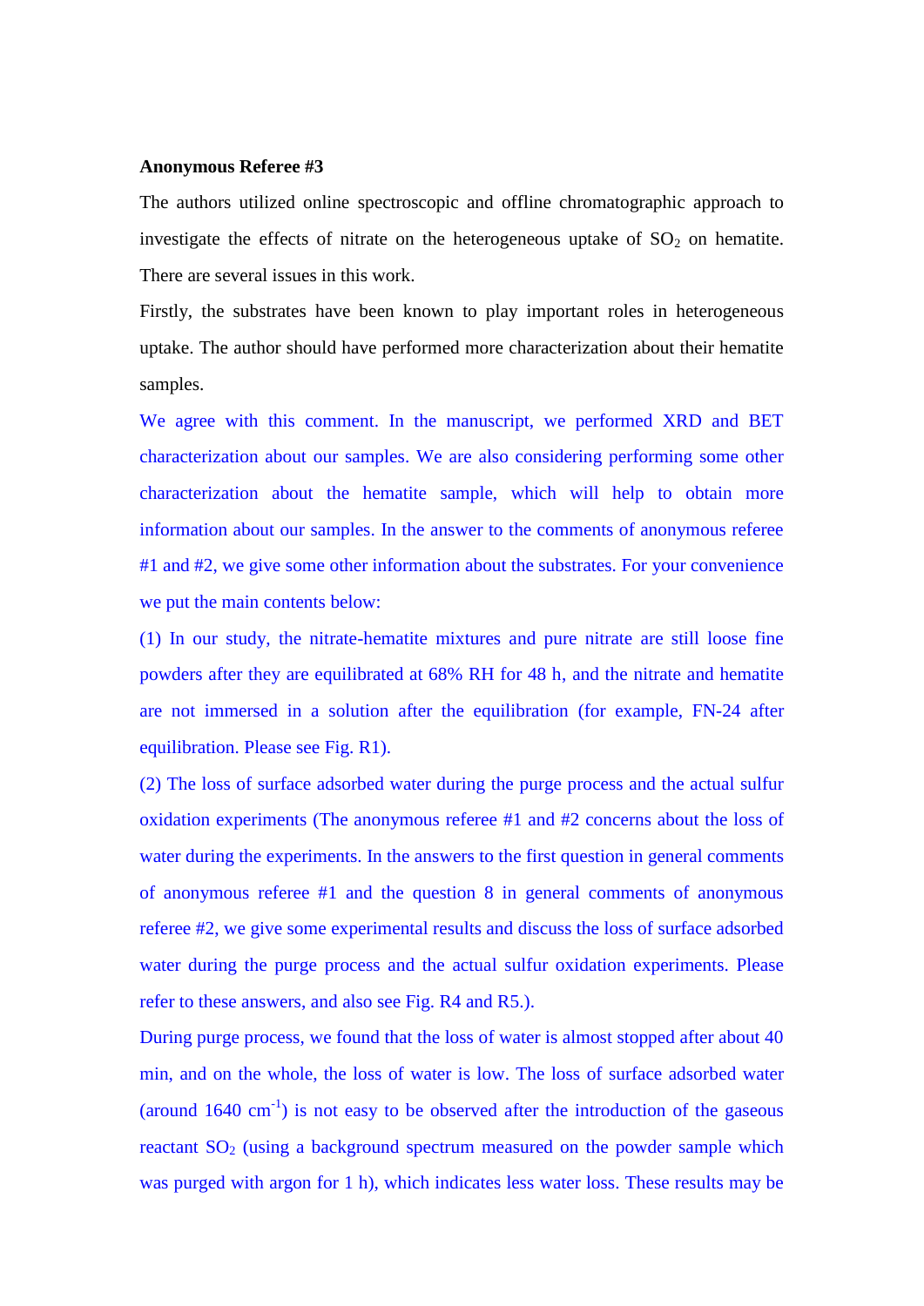**Anonymous Referee #3**

The authors utilized online spectroscopic and offline chromatographic approach to investigate the effects of nitrate on the heterogeneous uptake of $SO_2$ on hematite. There are several issues in this work.

Firstly, the substrates have been known to play important roles in heterogeneous uptake. The author should have performed more characterization about their hematite samples.

We agree with this comment. In the manuscript, we performed XRD and BET characterization about our samples. We are also considering performing some other characterization about the hematite sample, which will help to obtain more information about our samples. In the answer to the comments of anonymous referee #1 and #2, we give some other information about the substrates. For your convenience we put the main contents below:

(1) In our study, the nitrate-hematite mixtures and pure nitrate are still loose fine powders after they are equilibrated at 68% RH for 48 h, and the nitrate and hematite are not immersed in a solution after the equilibration (for example, FN-24 after equilibration. Please see Fig. R1).

(2) The loss of surface adsorbed water during the purge process and the actual sulfur oxidation experiments (The anonymous referee #1 and #2 concerns about the loss of water during the experiments. In the answers to the first question in general comments of anonymous referee #1 and the question 8 in general comments of anonymous referee #2, we give some experimental results and discuss the loss of surface adsorbed water during the purge process and the actual sulfur oxidation experiments. Please refer to these answers, and also see Fig. R4 and R5.).

During purge process, we found that the loss of water is almost stopped after about 40 min, and on the whole, the loss of water is low. The loss of surface adsorbed water (around 1640 $cm^{-1}$) is not easy to be observed after the introduction of the gaseous reactant $SO_2$ (using a background spectrum measured on the powder sample which was purged with argon for 1 h), which indicates less water loss. These results may be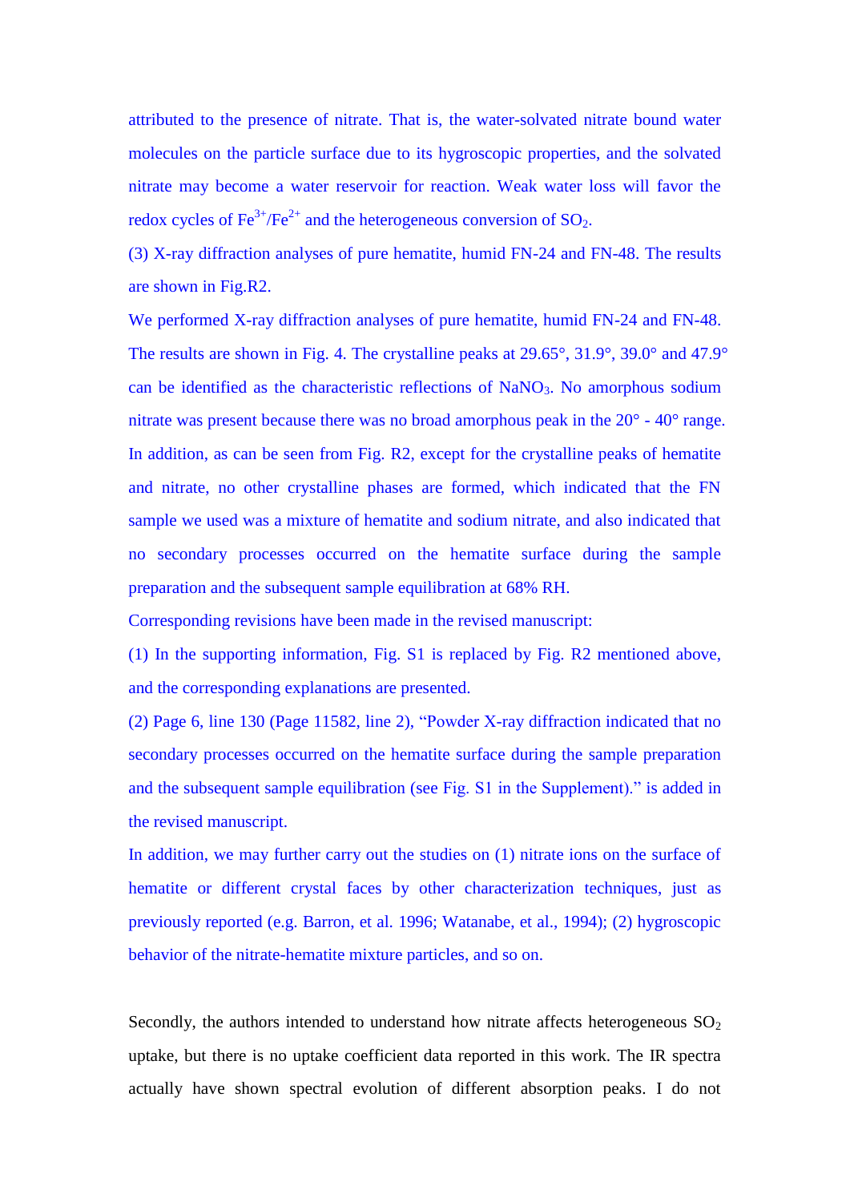attributed to the presence of nitrate. That is, the water-solvated nitrate bound water molecules on the particle surface due to its hygroscopic properties, and the solvated nitrate may become a water reservoir for reaction. Weak water loss will favor the redox cycles of $Fe^{3+}/Fe^{2+}$ and the heterogeneous conversion of $SO_2$.

(3) X-ray diffraction analyses of pure hematite, humid FN-24 and FN-48. The results are shown in Fig.R2.

We performed X-ray diffraction analyses of pure hematite, humid FN-24 and FN-48. The results are shown in Fig. 4. The crystalline peaks at 29.65°, 31.9°, 39.0° and 47.9° can be identified as the characteristic reflections of $NaNO_3$. No amorphous sodium nitrate was present because there was no broad amorphous peak in the 20° - 40° range. In addition, as can be seen from Fig. R2, except for the crystalline peaks of hematite and nitrate, no other crystalline phases are formed, which indicated that the FN sample we used was a mixture of hematite and sodium nitrate, and also indicated that no secondary processes occurred on the hematite surface during the sample preparation and the subsequent sample equilibration at 68% RH.

Corresponding revisions have been made in the revised manuscript:

(1) In the supporting information, Fig. S1 is replaced by Fig. R2 mentioned above, and the corresponding explanations are presented.

(2) Page 6, line 130 (Page 11582, line 2), "Powder X-ray diffraction indicated that no secondary processes occurred on the hematite surface during the sample preparation and the subsequent sample equilibration (see Fig. S1 in the Supplement)." is added in the revised manuscript.

In addition, we may further carry out the studies on (1) nitrate ions on the surface of hematite or different crystal faces by other characterization techniques, just as previously reported (e.g. Barron, et al. 1996; Watanabe, et al., 1994); (2) hygroscopic behavior of the nitrate-hematite mixture particles, and so on.

Secondly, the authors intended to understand how nitrate affects heterogeneous $SO_2$ uptake, but there is no uptake coefficient data reported in this work. The IR spectra actually have shown spectral evolution of different absorption peaks. I do not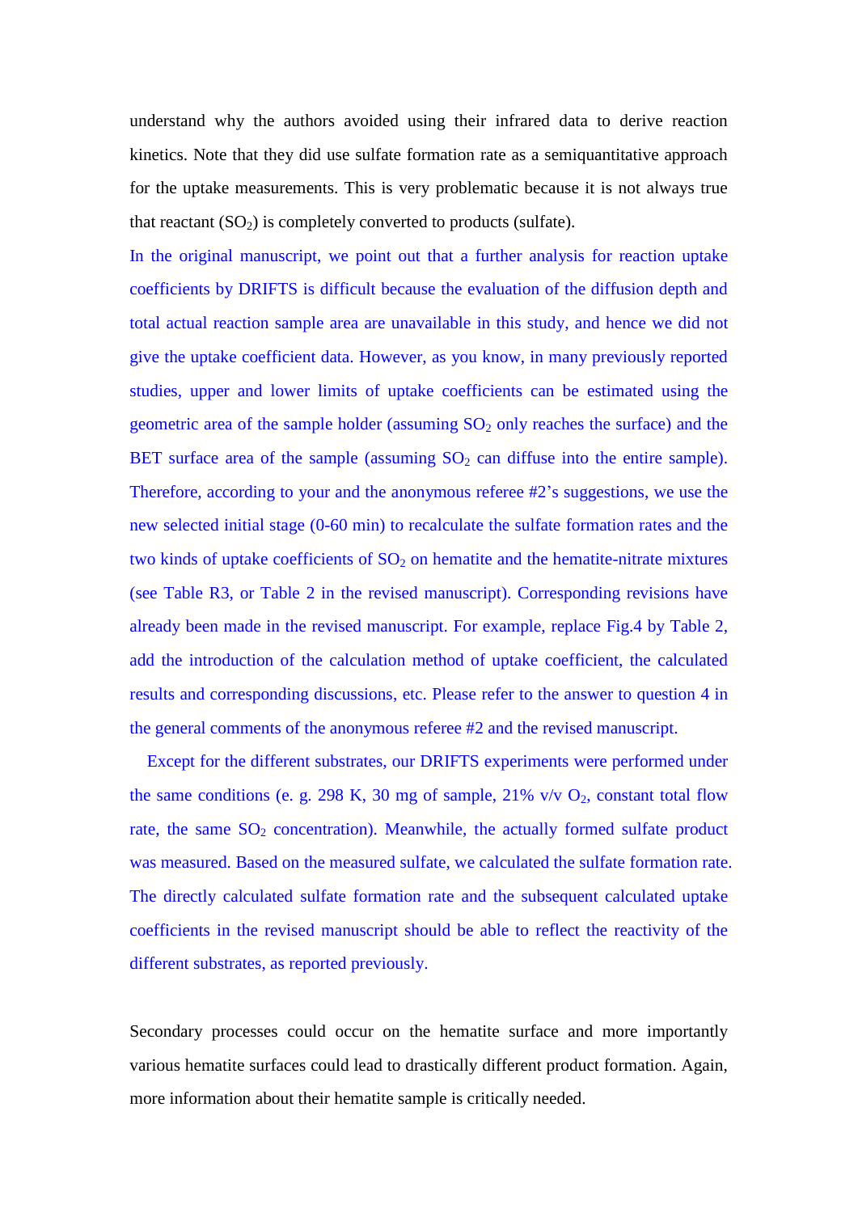understand why the authors avoided using their infrared data to derive reaction kinetics. Note that they did use sulfate formation rate as a semiquantitative approach for the uptake measurements. This is very problematic because it is not always true that reactant ($SO_2$) is completely converted to products (sulfate).

In the original manuscript, we point out that a further analysis for reaction uptake coefficients by DRIFTS is difficult because the evaluation of the diffusion depth and total actual reaction sample area are unavailable in this study, and hence we did not give the uptake coefficient data. However, as you know, in many previously reported studies, upper and lower limits of uptake coefficients can be estimated using the geometric area of the sample holder (assuming $SO_2$ only reaches the surface) and the BET surface area of the sample (assuming $SO_2$ can diffuse into the entire sample). Therefore, according to your and the anonymous referee #2's suggestions, we use the new selected initial stage (0-60 min) to recalculate the sulfate formation rates and the two kinds of uptake coefficients of $SO_2$ on hematite and the hematite-nitrate mixtures (see Table R3, or Table 2 in the revised manuscript). Corresponding revisions have already been made in the revised manuscript. For example, replace Fig.4 by Table 2, add the introduction of the calculation method of uptake coefficient, the calculated results and corresponding discussions, etc. Please refer to the answer to question 4 in the general comments of the anonymous referee #2 and the revised manuscript.

Except for the different substrates, our DRIFTS experiments were performed under the same conditions (e. g. 298 K, 30 mg of sample, 21% v/v $O_2$, constant total flow rate, the same $SO_2$ concentration). Meanwhile, the actually formed sulfate product was measured. Based on the measured sulfate, we calculated the sulfate formation rate. The directly calculated sulfate formation rate and the subsequent calculated uptake coefficients in the revised manuscript should be able to reflect the reactivity of the different substrates, as reported previously.

Secondary processes could occur on the hematite surface and more importantly various hematite surfaces could lead to drastically different product formation. Again, more information about their hematite sample is critically needed.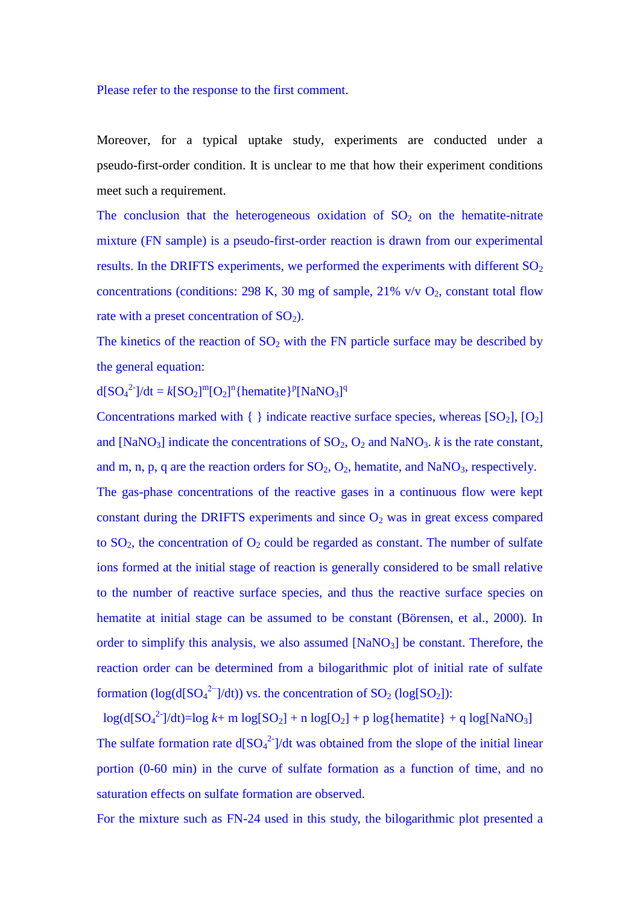Please refer to the response to the first comment.

Moreover, for a typical uptake study, experiments are conducted under a pseudo-first-order condition. It is unclear to me that how their experiment conditions meet such a requirement.

The conclusion that the heterogeneous oxidation of $SO_2$ on the hematite-nitrate mixture (FN sample) is a pseudo-first-order reaction is drawn from our experimental results. In the DRIFTS experiments, we performed the experiments with different $SO_2$ concentrations (conditions: 298 K, 30 mg of sample, 21% v/v $O_2$, constant total flow rate with a preset concentration of $SO_2$).

The kinetics of the reaction of $SO_2$ with the FN particle surface may be described by the general equation:

$d[SO_4^{2-}]/dt = k[SO_2]^m[O_2]^n\{hematite\}^p[NaNO_3]^q$

Concentrations marked with { } indicate reactive surface species, whereas $[SO_2]$, $[O_2]$ and $[NaNO_3]$ indicate the concentrations of $SO_2$, $O_2$ and $NaNO_3$. $k$ is the rate constant, and m, n, p, q are the reaction orders for $SO_2$, $O_2$, hematite, and $NaNO_3$, respectively.

The gas-phase concentrations of the reactive gases in a continuous flow were kept constant during the DRIFTS experiments and since $O_2$ was in great excess compared to $SO_2$, the concentration of $O_2$ could be regarded as constant. The number of sulfate ions formed at the initial stage of reaction is generally considered to be small relative to the number of reactive surface species, and thus the reactive surface species on hematite at initial stage can be assumed to be constant (Börensen, et al., 2000). In order to simplify this analysis, we also assumed $[NaNO_3]$ be constant. Therefore, the reaction order can be determined from a bilogarithmic plot of initial rate of sulfate formation ($\log(d[SO_4^{2-}]/dt)$) vs. the concentration of $SO_2$ ($\log[SO_2]$):

$\log(d[SO_4^{2-}]/dt)=\log k+ m \log[SO_2] + n \log[O_2] + p \log\{hematite\} + q \log[NaNO_3]$

The sulfate formation rate $d[SO_4^{2-}]/dt$ was obtained from the slope of the initial linear portion (0-60 min) in the curve of sulfate formation as a function of time, and no saturation effects on sulfate formation are observed.

For the mixture such as FN-24 used in this study, the bilogarithmic plot presented a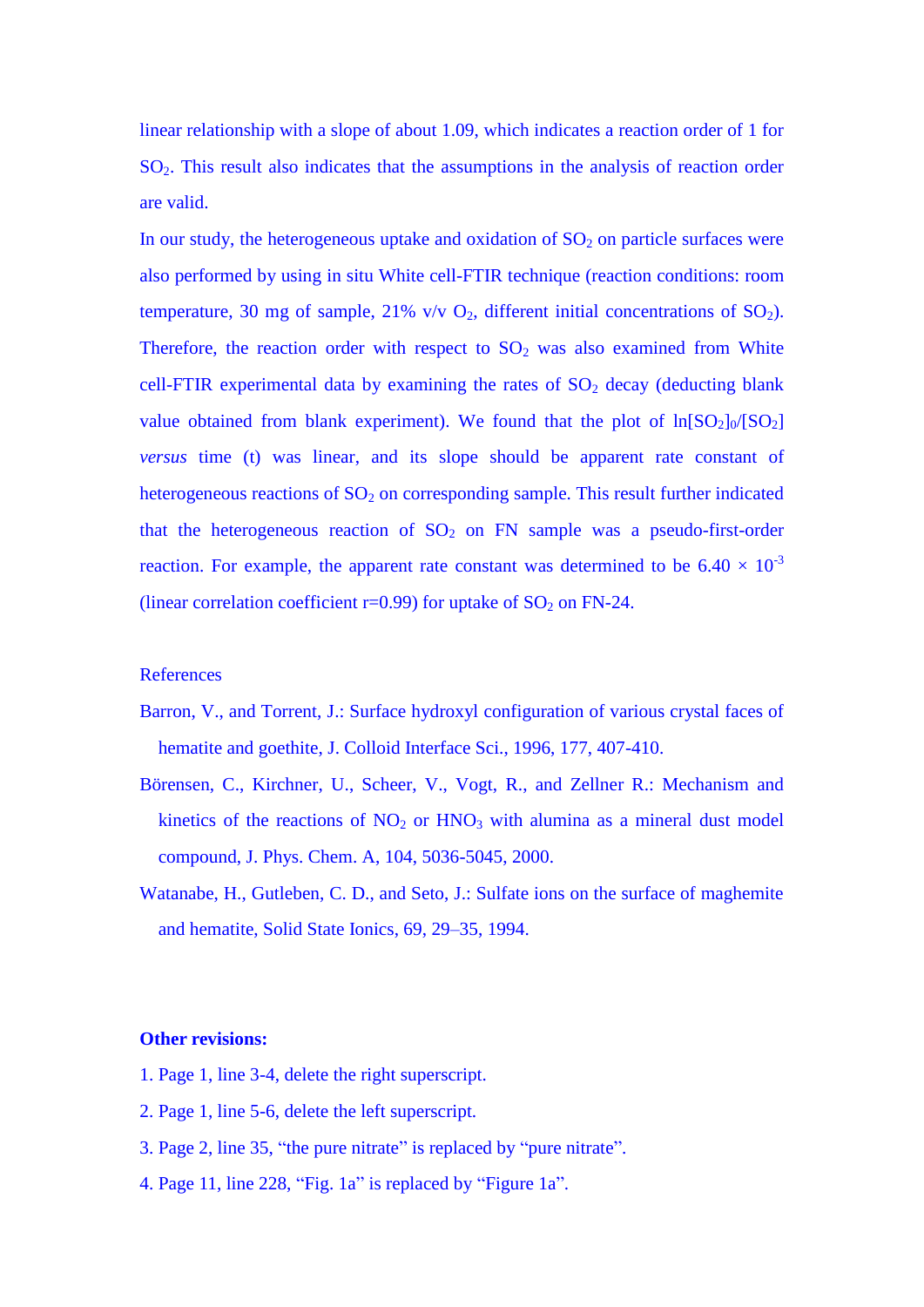linear relationship with a slope of about 1.09, which indicates a reaction order of 1 for $SO_2$. This result also indicates that the assumptions in the analysis of reaction order are valid.

In our study, the heterogeneous uptake and oxidation of $SO_2$ on particle surfaces were also performed by using in situ White cell-FTIR technique (reaction conditions: room temperature, 30 mg of sample, 21% v/v $O_2$, different initial concentrations of $SO_2$). Therefore, the reaction order with respect to $SO_2$ was also examined from White cell-FTIR experimental data by examining the rates of $SO_2$ decay (deducting blank value obtained from blank experiment). We found that the plot of $\ln[SO_2]_0/[SO_2]$ *versus* time (t) was linear, and its slope should be apparent rate constant of heterogeneous reactions of $SO_2$ on corresponding sample. This result further indicated that the heterogeneous reaction of $SO_2$ on FN sample was a pseudo-first-order reaction. For example, the apparent rate constant was determined to be $6.40 \times 10^{-3}$ (linear correlation coefficient r=0.99) for uptake of $SO_2$ on FN-24.

References

Barron, V., and Torrent, J.: Surface hydroxyl configuration of various crystal faces of hematite and goethite, J. Colloid Interface Sci., 1996, 177, 407-410.

Börensen, C., Kirchner, U., Scheer, V., Vogt, R., and Zellner R.: Mechanism and kinetics of the reactions of $NO_2$ or $HNO_3$ with alumina as a mineral dust model compound, J. Phys. Chem. A, 104, 5036-5045, 2000.

Watanabe, H., Gutleben, C. D., and Seto, J.: Sulfate ions on the surface of maghemite and hematite, Solid State Ionics, 69, 29–35, 1994.

**Other revisions:**

1. Page 1, line 3-4, delete the right superscript.
2. Page 1, line 5-6, delete the left superscript.
3. Page 2, line 35, "the pure nitrate" is replaced by "pure nitrate".
4. Page 11, line 228, "Fig. 1a" is replaced by "Figure 1a".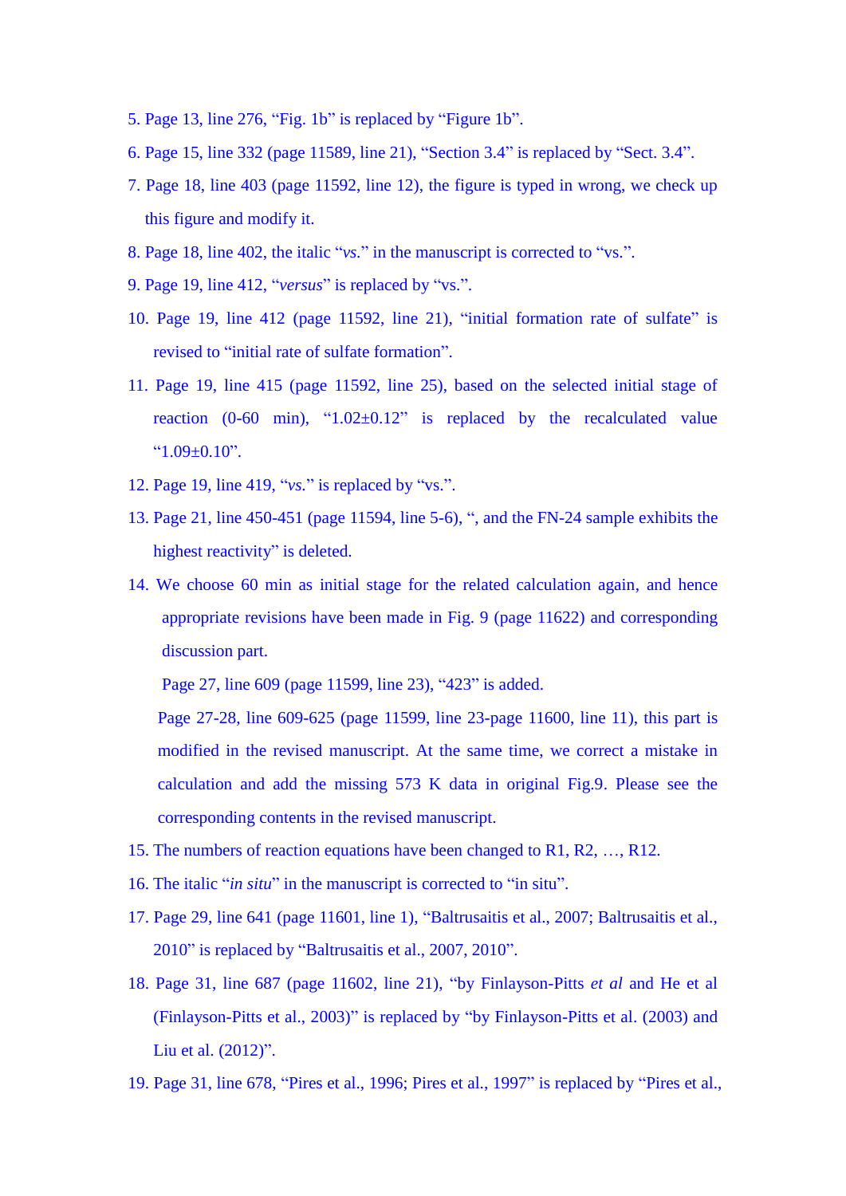5. Page 13, line 276, “Fig. 1b” is replaced by “Figure 1b”.
6. Page 15, line 332 (page 11589, line 21), “Section 3.4” is replaced by “Sect. 3.4”.
7. Page 18, line 403 (page 11592, line 12), the figure is typed in wrong, we check up this figure and modify it.
8. Page 18, line 402, the italic “*vs.*” in the manuscript is corrected to “vs.”.
9. Page 19, line 412, “*versus*” is replaced by “vs.”.
10. Page 19, line 412 (page 11592, line 21), “initial formation rate of sulfate” is revised to “initial rate of sulfate formation”.
11. Page 19, line 415 (page 11592, line 25), based on the selected initial stage of reaction (0-60 min), “1.02±0.12” is replaced by the recalculated value “1.09±0.10”.
12. Page 19, line 419, “*vs.*” is replaced by “vs.”.
13. Page 21, line 450-451 (page 11594, line 5-6), “, and the FN-24 sample exhibits the highest reactivity” is deleted.
14. We choose 60 min as initial stage for the related calculation again, and hence appropriate revisions have been made in Fig. 9 (page 11622) and corresponding discussion part.

    Page 27, line 609 (page 11599, line 23), “423” is added.

    Page 27-28, line 609-625 (page 11599, line 23-page 11600, line 11), this part is modified in the revised manuscript. At the same time, we correct a mistake in calculation and add the missing 573 K data in original Fig.9. Please see the corresponding contents in the revised manuscript.
15. The numbers of reaction equations have been changed to R1, R2, …, R12.
16. The italic “*in situ*” in the manuscript is corrected to “in situ”.
17. Page 29, line 641 (page 11601, line 1), “Baltrusaitis et al., 2007; Baltrusaitis et al., 2010” is replaced by “Baltrusaitis et al., 2007, 2010”.
18. Page 31, line 687 (page 11602, line 21), “by Finlayson-Pitts *et al* and He et al (Finlayson-Pitts et al., 2003)” is replaced by “by Finlayson-Pitts et al. (2003) and Liu et al. (2012)”.
19. Page 31, line 678, “Pires et al., 1996; Pires et al., 1997” is replaced by “Pires et al.,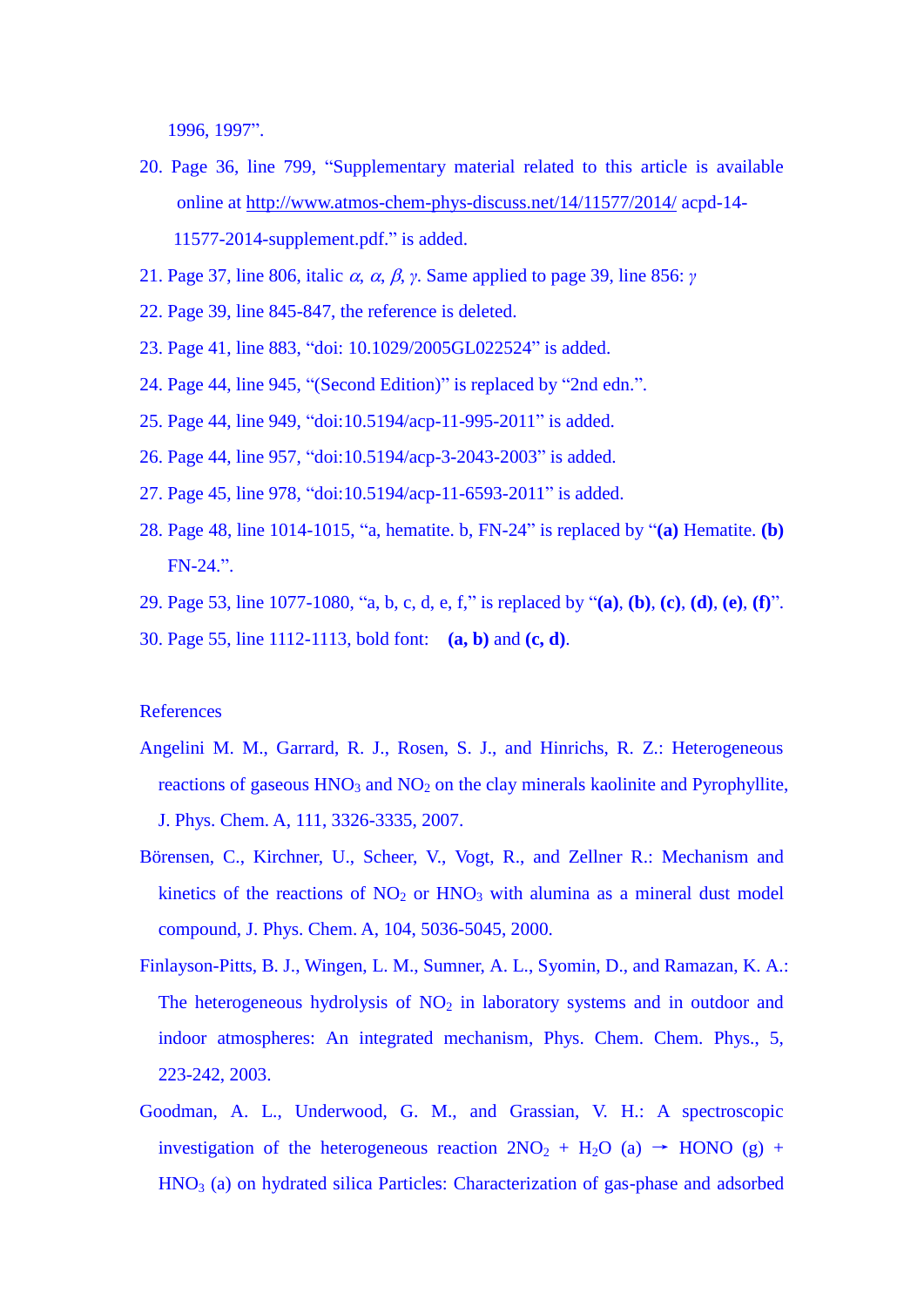1996, 1997".

20. Page 36, line 799, "Supplementary material related to this article is available online at http://www.atmos-chem-phys-discuss.net/14/11577/2014/ acpd-14-11577-2014-supplement.pdf." is added.
21. Page 37, line 806, italic $\alpha$, $\alpha$, $\beta$, $\gamma$. Same applied to page 39, line 856: $\gamma$
22. Page 39, line 845-847, the reference is deleted.
23. Page 41, line 883, "doi: 10.1029/2005GL022524" is added.
24. Page 44, line 945, "(Second Edition)" is replaced by "2nd edn.".
25. Page 44, line 949, "doi:10.5194/acp-11-995-2011" is added.
26. Page 44, line 957, "doi:10.5194/acp-3-2043-2003" is added.
27. Page 45, line 978, "doi:10.5194/acp-11-6593-2011" is added.
28. Page 48, line 1014-1015, "a, hematite. b, FN-24" is replaced by "**(a)** Hematite. **(b)** FN-24.".
29. Page 53, line 1077-1080, "a, b, c, d, e, f," is replaced by "**(a)**, **(b)**, **(c)**, **(d)**, **(e)**, **(f)**".
30. Page 55, line 1112-1113, bold font: **(a, b)** and **(c, d)**.

References

Angelini M. M., Garrard, R. J., Rosen, S. J., and Hinrichs, R. Z.: Heterogeneous reactions of gaseous $HNO_3$ and $NO_2$ on the clay minerals kaolinite and Pyrophyllite, J. Phys. Chem. A, 111, 3326-3335, 2007.

Börensen, C., Kirchner, U., Scheer, V., Vogt, R., and Zellner R.: Mechanism and kinetics of the reactions of $NO_2$ or $HNO_3$ with alumina as a mineral dust model compound, J. Phys. Chem. A, 104, 5036-5045, 2000.

Finlayson-Pitts, B. J., Wingen, L. M., Sumner, A. L., Syomin, D., and Ramazan, K. A.: The heterogeneous hydrolysis of $NO_2$ in laboratory systems and in outdoor and indoor atmospheres: An integrated mechanism, Phys. Chem. Chem. Phys., 5, 223-242, 2003.

Goodman, A. L., Underwood, G. M., and Grassian, V. H.: A spectroscopic investigation of the heterogeneous reaction $2NO_2 + H_2O$ (a) → HONO (g) + $HNO_3$ (a) on hydrated silica Particles: Characterization of gas-phase and adsorbed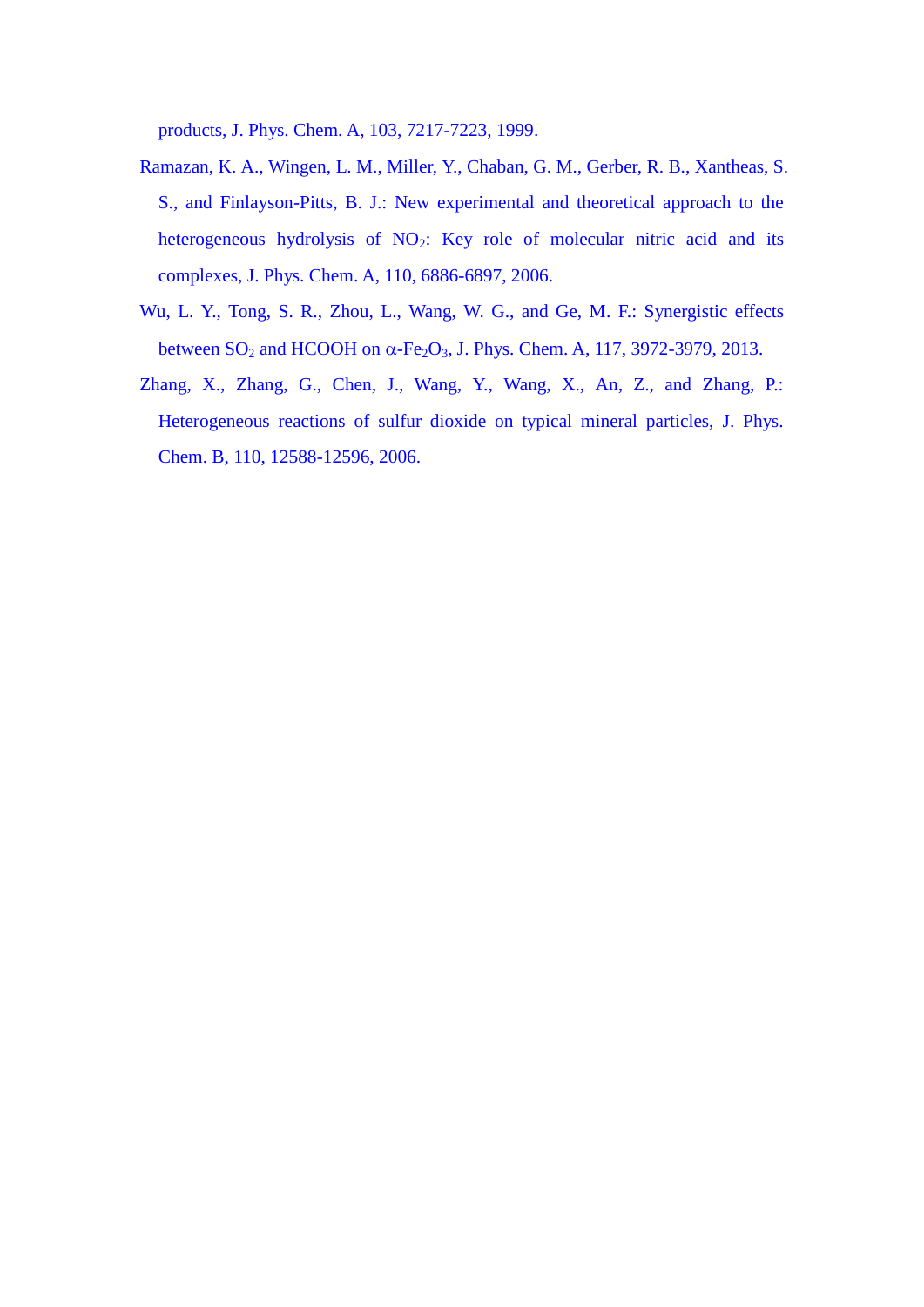products, J. Phys. Chem. A, 103, 7217-7223, 1999.

Ramazan, K. A., Wingen, L. M., Miller, Y., Chaban, G. M., Gerber, R. B., Xantheas, S. S., and Finlayson-Pitts, B. J.: New experimental and theoretical approach to the heterogeneous hydrolysis of $NO_2$: Key role of molecular nitric acid and its complexes, J. Phys. Chem. A, 110, 6886-6897, 2006.

Wu, L. Y., Tong, S. R., Zhou, L., Wang, W. G., and Ge, M. F.: Synergistic effects between $SO_2$ and HCOOH on $\alpha$-$Fe_2O_3$, J. Phys. Chem. A, 117, 3972-3979, 2013.

Zhang, X., Zhang, G., Chen, J., Wang, Y., Wang, X., An, Z., and Zhang, P.: Heterogeneous reactions of sulfur dioxide on typical mineral particles, J. Phys. Chem. B, 110, 12588-12596, 2006.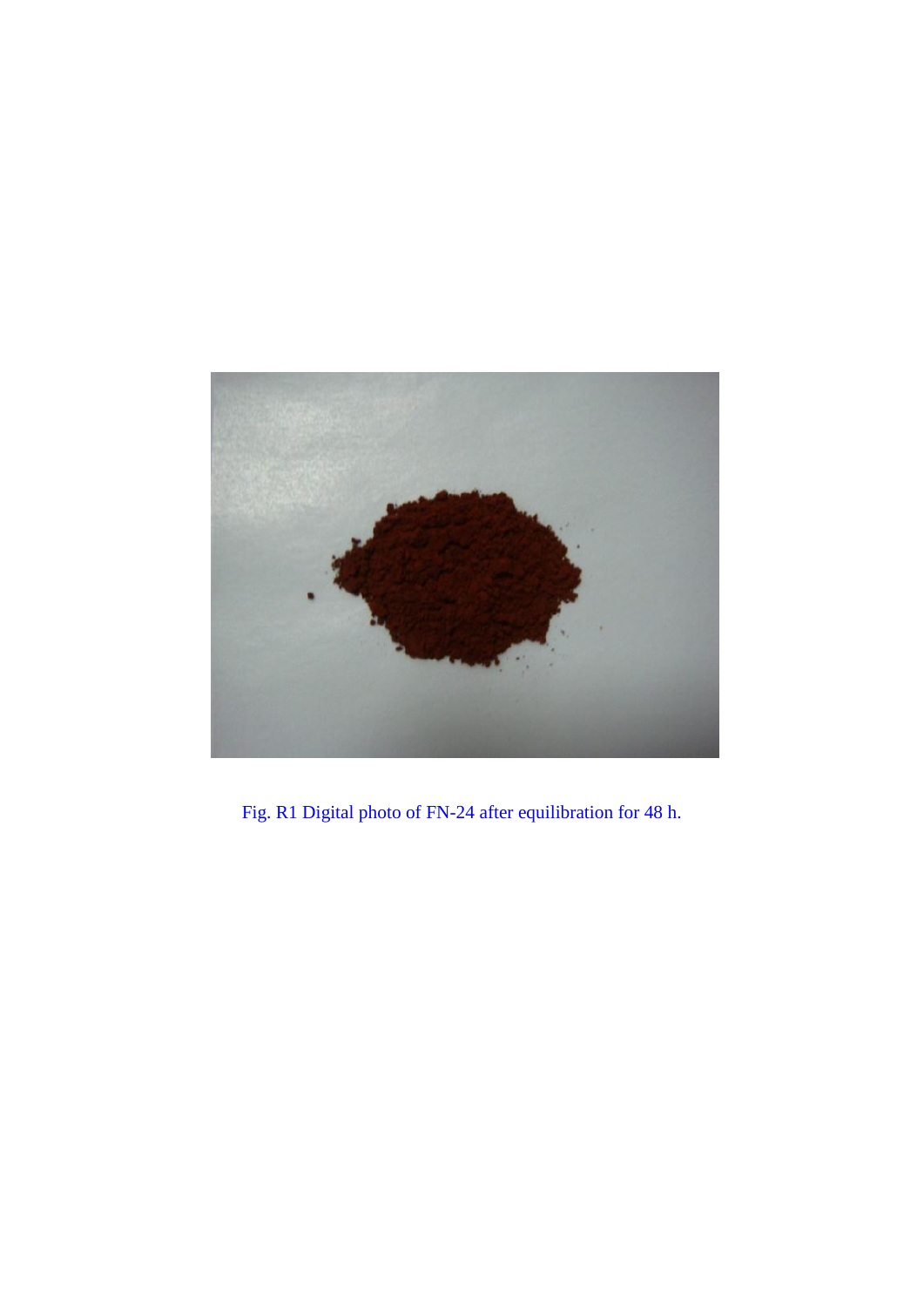Fig. R1 Digital photo of FN-24 after equilibration for 48 h.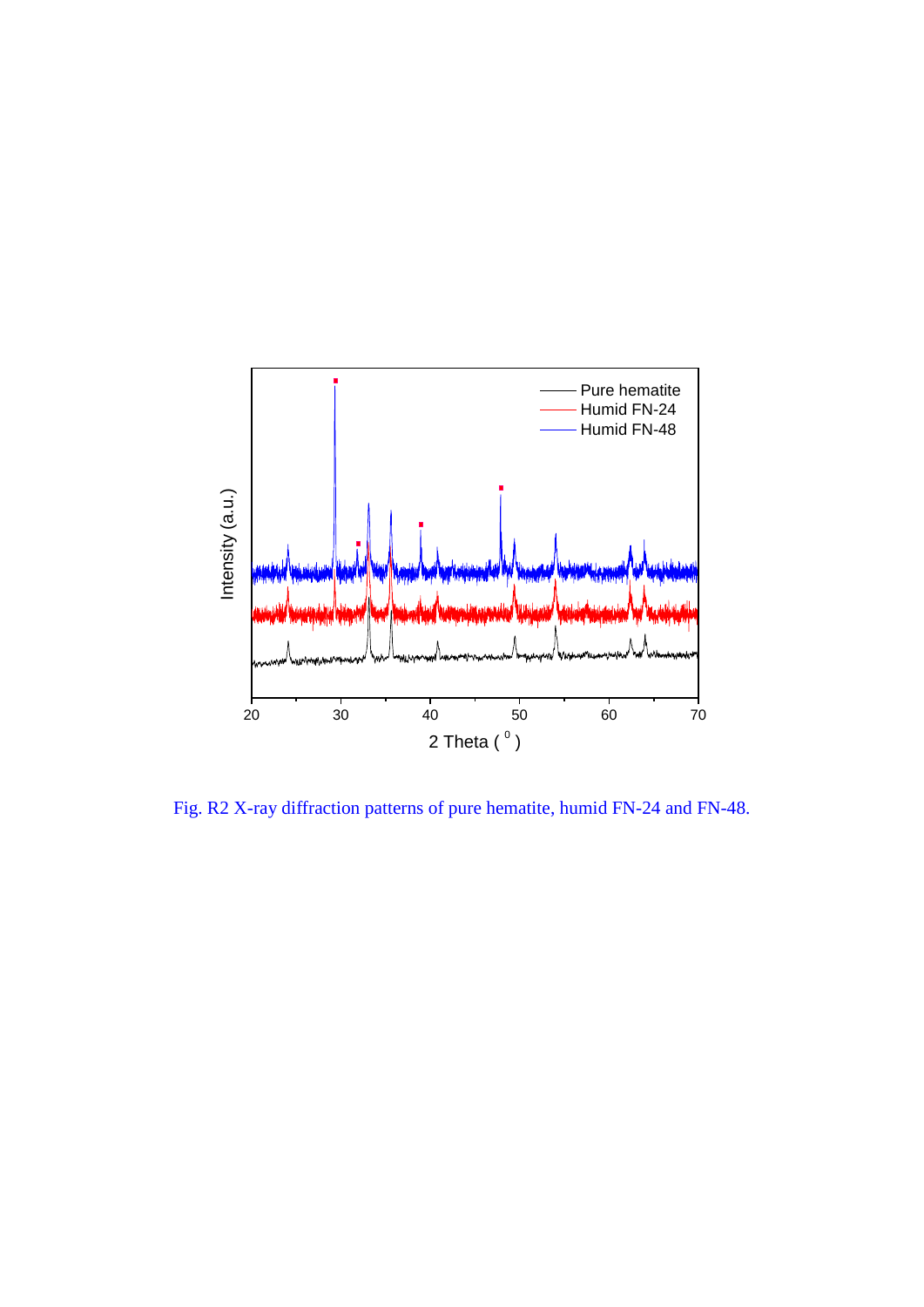Fig. R2 X-ray diffraction patterns of pure hematite, humid FN-24 and FN-48.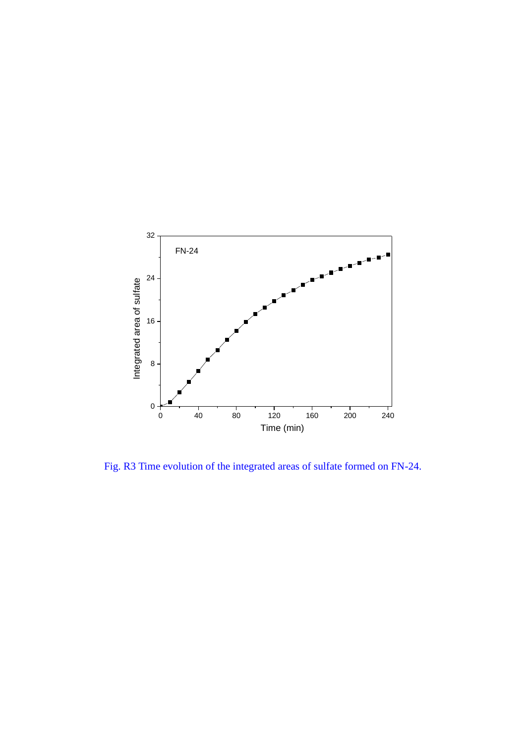Fig. R3 Time evolution of the integrated areas of sulfate formed on FN-24.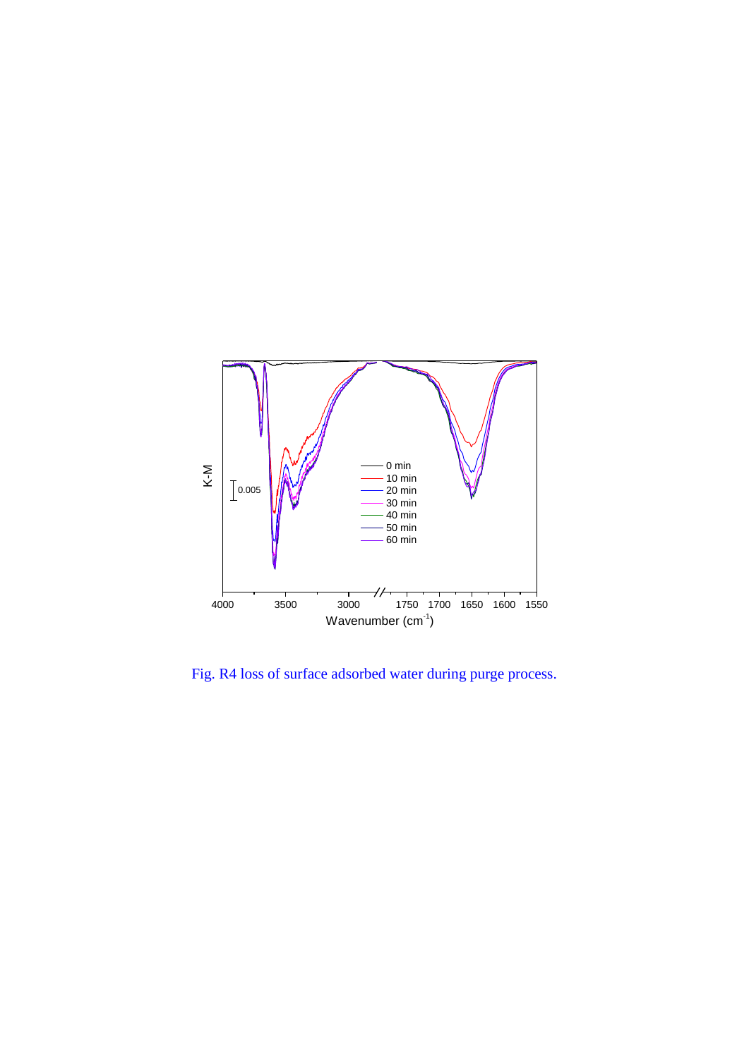Fig. R4 loss of surface adsorbed water during purge process.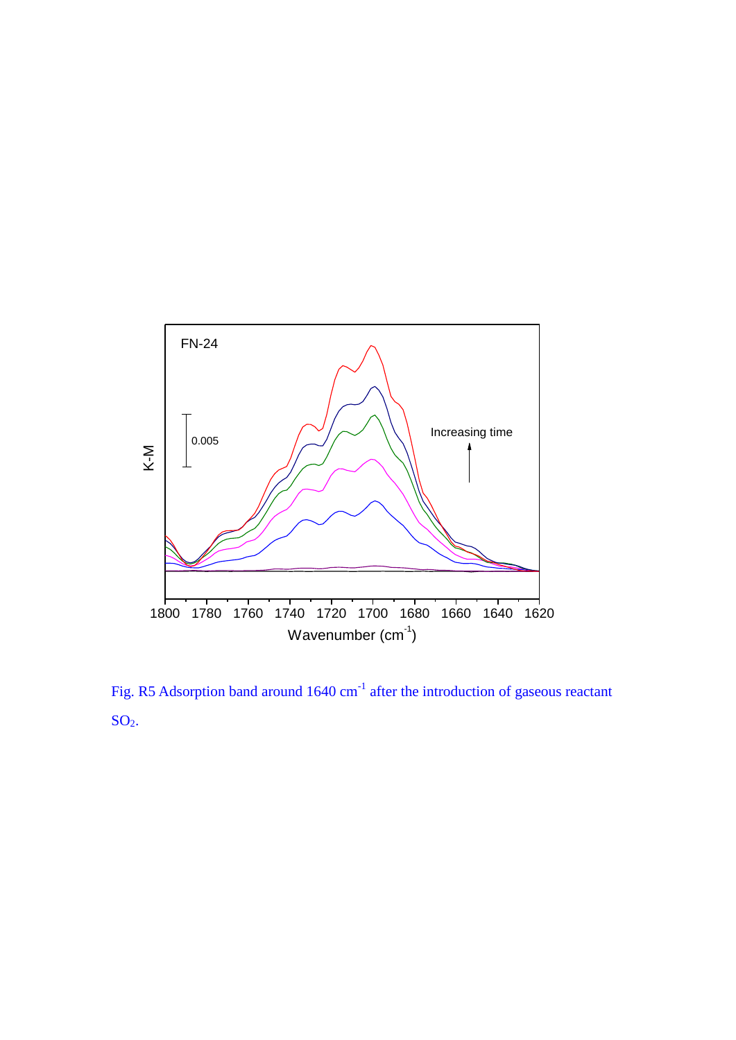FN-24

0.005

K-M

Increasing time

1800 1780 1760 1740 1720 1700 1680 1660 1640 1620

Wavenumber (cm$^{-1}$)

Fig. R5 Adsorption band around 1640 cm$^{-1}$ after the introduction of gaseous reactant $SO_2$.